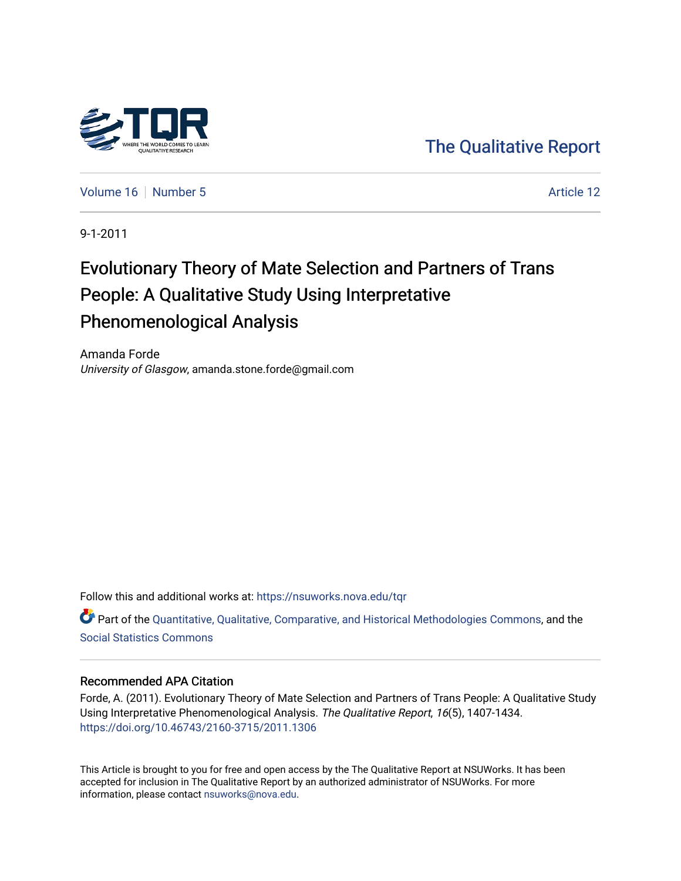The Qualitative Report

Volume 16 | Number 5 Article 12

9-1-2011

# Evolutionary Theory of Mate Selection and Partners of Trans People: A Qualitative Study Using Interpretative Phenomenological Analysis

Amanda Forde
*University of Glasgow*, amanda.stone.forde@gmail.com

Follow this and additional works at: https://nsuworks.nova.edu/tqr

Part of the Quantitative, Qualitative, Comparative, and Historical Methodologies Commons, and the Social Statistics Commons

## Recommended APA Citation

Forde, A. (2011). Evolutionary Theory of Mate Selection and Partners of Trans People: A Qualitative Study Using Interpretative Phenomenological Analysis. *The Qualitative Report*, *16*(5), 1407-1434. https://doi.org/10.46743/2160-3715/2011.1306

This Article is brought to you for free and open access by the The Qualitative Report at NSUWorks. It has been accepted for inclusion in The Qualitative Report by an authorized administrator of NSUWorks. For more information, please contact nsuworks@nova.edu.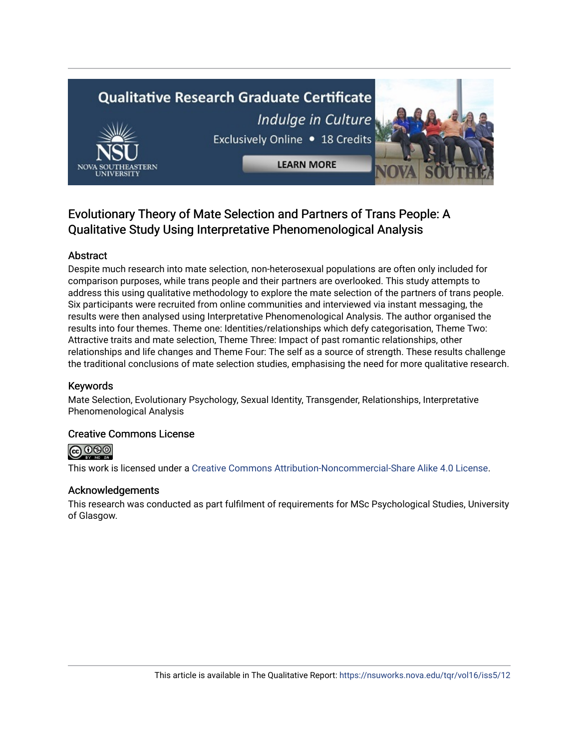# Evolutionary Theory of Mate Selection and Partners of Trans People: A Qualitative Study Using Interpretative Phenomenological Analysis

## Abstract

Despite much research into mate selection, non-heterosexual populations are often only included for comparison purposes, while trans people and their partners are overlooked. This study attempts to address this using qualitative methodology to explore the mate selection of the partners of trans people. Six participants were recruited from online communities and interviewed via instant messaging, the results were then analysed using Interpretative Phenomenological Analysis. The author organised the results into four themes. Theme one: Identities/relationships which defy categorisation, Theme Two: Attractive traits and mate selection, Theme Three: Impact of past romantic relationships, other relationships and life changes and Theme Four: The self as a source of strength. These results challenge the traditional conclusions of mate selection studies, emphasising the need for more qualitative research.

## Keywords

Mate Selection, Evolutionary Psychology, Sexual Identity, Transgender, Relationships, Interpretative Phenomenological Analysis

## Creative Commons License

This work is licensed under a Creative Commons Attribution-Noncommercial-Share Alike 4.0 License.

## Acknowledgements

This research was conducted as part fulfilment of requirements for MSc Psychological Studies, University of Glasgow.

This article is available in The Qualitative Report: https://nsuworks.nova.edu/tqr/vol16/iss5/12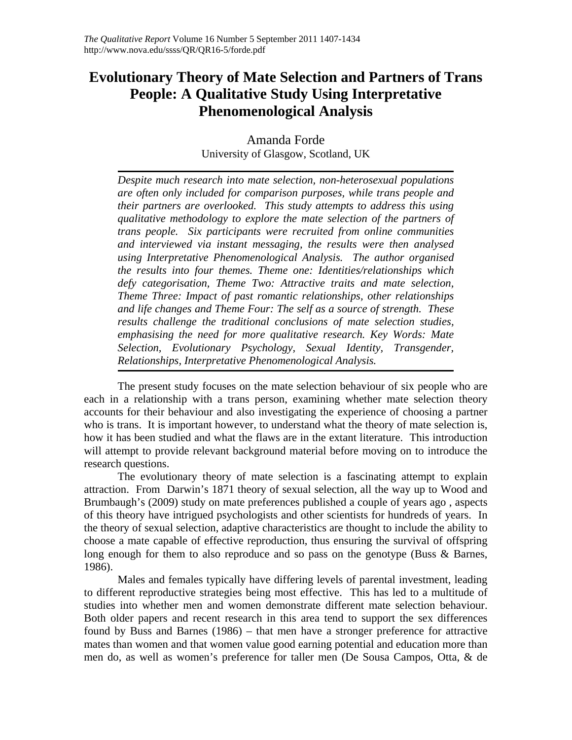# Evolutionary Theory of Mate Selection and Partners of Trans People: A Qualitative Study Using Interpretative Phenomenological Analysis

Amanda Forde

University of Glasgow, Scotland, UK

*Despite much research into mate selection, non-heterosexual populations are often only included for comparison purposes, while trans people and their partners are overlooked. This study attempts to address this using qualitative methodology to explore the mate selection of the partners of trans people. Six participants were recruited from online communities and interviewed via instant messaging, the results were then analysed using Interpretative Phenomenological Analysis. The author organised the results into four themes. Theme one: Identities/relationships which defy categorisation, Theme Two: Attractive traits and mate selection, Theme Three: Impact of past romantic relationships, other relationships and life changes and Theme Four: The self as a source of strength. These results challenge the traditional conclusions of mate selection studies, emphasising the need for more qualitative research. Key Words: Mate Selection, Evolutionary Psychology, Sexual Identity, Transgender, Relationships, Interpretative Phenomenological Analysis.*

The present study focuses on the mate selection behaviour of six people who are each in a relationship with a trans person, examining whether mate selection theory accounts for their behaviour and also investigating the experience of choosing a partner who is trans. It is important however, to understand what the theory of mate selection is, how it has been studied and what the flaws are in the extant literature. This introduction will attempt to provide relevant background material before moving on to introduce the research questions.

The evolutionary theory of mate selection is a fascinating attempt to explain attraction. From Darwin's 1871 theory of sexual selection, all the way up to Wood and Brumbaugh's (2009) study on mate preferences published a couple of years ago , aspects of this theory have intrigued psychologists and other scientists for hundreds of years. In the theory of sexual selection, adaptive characteristics are thought to include the ability to choose a mate capable of effective reproduction, thus ensuring the survival of offspring long enough for them to also reproduce and so pass on the genotype (Buss & Barnes, 1986).

Males and females typically have differing levels of parental investment, leading to different reproductive strategies being most effective. This has led to a multitude of studies into whether men and women demonstrate different mate selection behaviour. Both older papers and recent research in this area tend to support the sex differences found by Buss and Barnes (1986) – that men have a stronger preference for attractive mates than women and that women value good earning potential and education more than men do, as well as women's preference for taller men (De Sousa Campos, Otta, & de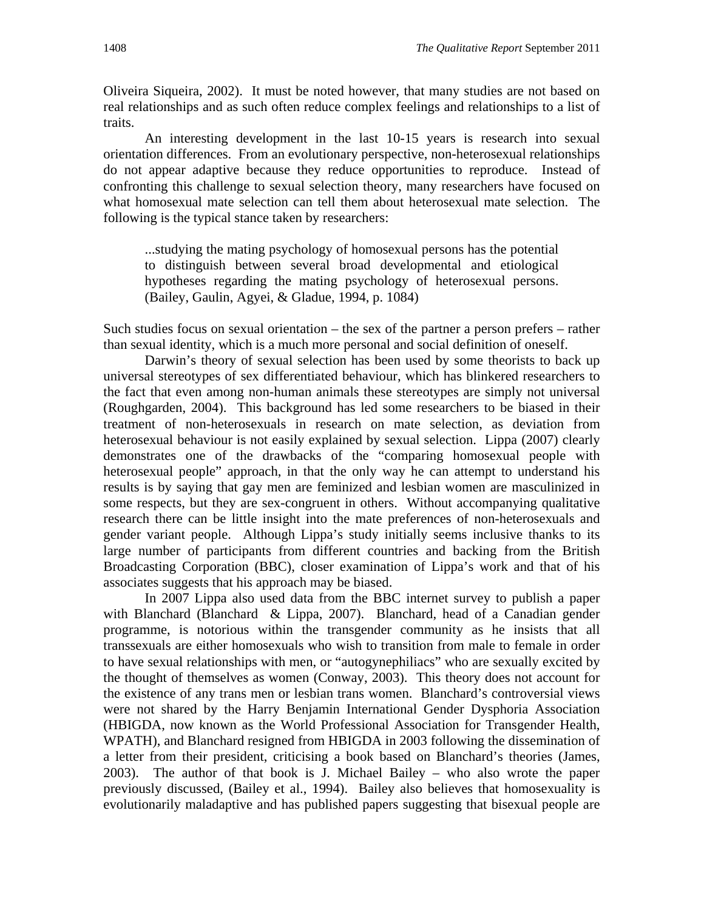Oliveira Siqueira, 2002). It must be noted however, that many studies are not based on real relationships and as such often reduce complex feelings and relationships to a list of traits.

An interesting development in the last 10-15 years is research into sexual orientation differences. From an evolutionary perspective, non-heterosexual relationships do not appear adaptive because they reduce opportunities to reproduce. Instead of confronting this challenge to sexual selection theory, many researchers have focused on what homosexual mate selection can tell them about heterosexual mate selection. The following is the typical stance taken by researchers:

> ...studying the mating psychology of homosexual persons has the potential to distinguish between several broad developmental and etiological hypotheses regarding the mating psychology of heterosexual persons. (Bailey, Gaulin, Agyei, & Gladue, 1994, p. 1084)

Such studies focus on sexual orientation – the sex of the partner a person prefers – rather than sexual identity, which is a much more personal and social definition of oneself.

Darwin's theory of sexual selection has been used by some theorists to back up universal stereotypes of sex differentiated behaviour, which has blinkered researchers to the fact that even among non-human animals these stereotypes are simply not universal (Roughgarden, 2004). This background has led some researchers to be biased in their treatment of non-heterosexuals in research on mate selection, as deviation from heterosexual behaviour is not easily explained by sexual selection. Lippa (2007) clearly demonstrates one of the drawbacks of the "comparing homosexual people with heterosexual people" approach, in that the only way he can attempt to understand his results is by saying that gay men are feminized and lesbian women are masculinized in some respects, but they are sex-congruent in others. Without accompanying qualitative research there can be little insight into the mate preferences of non-heterosexuals and gender variant people. Although Lippa's study initially seems inclusive thanks to its large number of participants from different countries and backing from the British Broadcasting Corporation (BBC), closer examination of Lippa's work and that of his associates suggests that his approach may be biased.

In 2007 Lippa also used data from the BBC internet survey to publish a paper with Blanchard (Blanchard & Lippa, 2007). Blanchard, head of a Canadian gender programme, is notorious within the transgender community as he insists that all transsexuals are either homosexuals who wish to transition from male to female in order to have sexual relationships with men, or "autogynephiliacs" who are sexually excited by the thought of themselves as women (Conway, 2003). This theory does not account for the existence of any trans men or lesbian trans women. Blanchard's controversial views were not shared by the Harry Benjamin International Gender Dysphoria Association (HBIGDA, now known as the World Professional Association for Transgender Health, WPATH), and Blanchard resigned from HBIGDA in 2003 following the dissemination of a letter from their president, criticising a book based on Blanchard's theories (James, 2003). The author of that book is J. Michael Bailey – who also wrote the paper previously discussed, (Bailey et al., 1994). Bailey also believes that homosexuality is evolutionarily maladaptive and has published papers suggesting that bisexual people are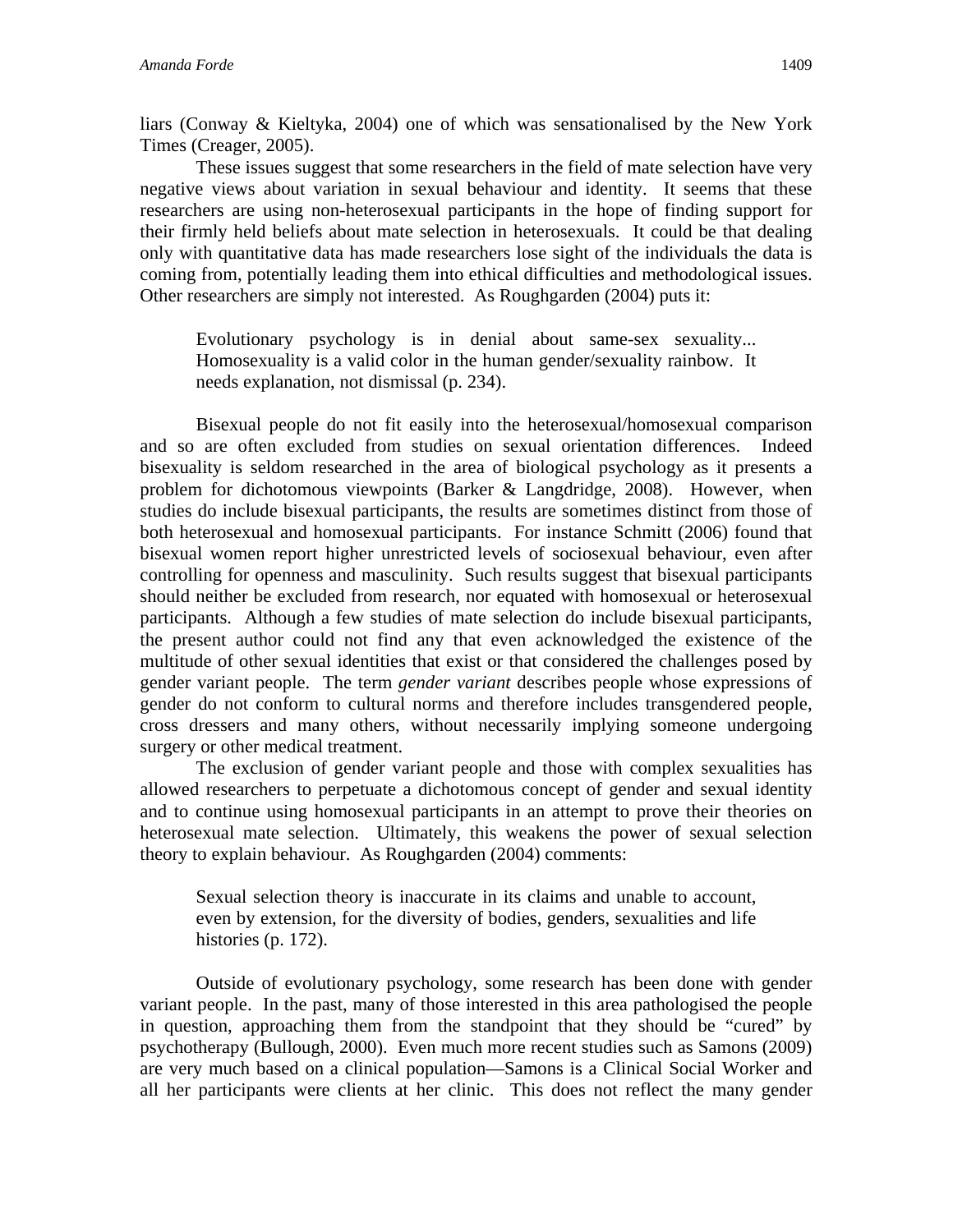liars (Conway & Kieltyka, 2004) one of which was sensationalised by the New York Times (Creager, 2005).

These issues suggest that some researchers in the field of mate selection have very negative views about variation in sexual behaviour and identity. It seems that these researchers are using non-heterosexual participants in the hope of finding support for their firmly held beliefs about mate selection in heterosexuals. It could be that dealing only with quantitative data has made researchers lose sight of the individuals the data is coming from, potentially leading them into ethical difficulties and methodological issues. Other researchers are simply not interested. As Roughgarden (2004) puts it:

> Evolutionary psychology is in denial about same-sex sexuality... Homosexuality is a valid color in the human gender/sexuality rainbow. It needs explanation, not dismissal (p. 234).

Bisexual people do not fit easily into the heterosexual/homosexual comparison and so are often excluded from studies on sexual orientation differences. Indeed bisexuality is seldom researched in the area of biological psychology as it presents a problem for dichotomous viewpoints (Barker & Langdridge, 2008). However, when studies do include bisexual participants, the results are sometimes distinct from those of both heterosexual and homosexual participants. For instance Schmitt (2006) found that bisexual women report higher unrestricted levels of sociosexual behaviour, even after controlling for openness and masculinity. Such results suggest that bisexual participants should neither be excluded from research, nor equated with homosexual or heterosexual participants. Although a few studies of mate selection do include bisexual participants, the present author could not find any that even acknowledged the existence of the multitude of other sexual identities that exist or that considered the challenges posed by gender variant people. The term *gender variant* describes people whose expressions of gender do not conform to cultural norms and therefore includes transgendered people, cross dressers and many others, without necessarily implying someone undergoing surgery or other medical treatment.

The exclusion of gender variant people and those with complex sexualities has allowed researchers to perpetuate a dichotomous concept of gender and sexual identity and to continue using homosexual participants in an attempt to prove their theories on heterosexual mate selection. Ultimately, this weakens the power of sexual selection theory to explain behaviour. As Roughgarden (2004) comments:

> Sexual selection theory is inaccurate in its claims and unable to account, even by extension, for the diversity of bodies, genders, sexualities and life histories (p. 172).

Outside of evolutionary psychology, some research has been done with gender variant people. In the past, many of those interested in this area pathologised the people in question, approaching them from the standpoint that they should be "cured" by psychotherapy (Bullough, 2000). Even much more recent studies such as Samons (2009) are very much based on a clinical population—Samons is a Clinical Social Worker and all her participants were clients at her clinic. This does not reflect the many gender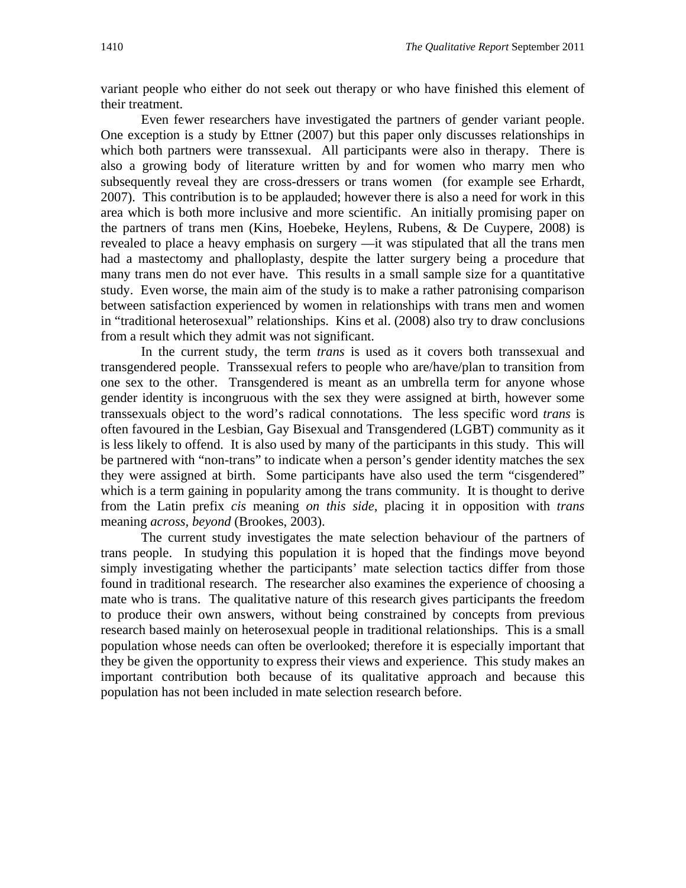variant people who either do not seek out therapy or who have finished this element of their treatment.

Even fewer researchers have investigated the partners of gender variant people. One exception is a study by Ettner (2007) but this paper only discusses relationships in which both partners were transsexual. All participants were also in therapy. There is also a growing body of literature written by and for women who marry men who subsequently reveal they are cross-dressers or trans women (for example see Erhardt, 2007). This contribution is to be applauded; however there is also a need for work in this area which is both more inclusive and more scientific. An initially promising paper on the partners of trans men (Kins, Hoebeke, Heylens, Rubens, & De Cuypere, 2008) is revealed to place a heavy emphasis on surgery —it was stipulated that all the trans men had a mastectomy and phalloplasty, despite the latter surgery being a procedure that many trans men do not ever have. This results in a small sample size for a quantitative study. Even worse, the main aim of the study is to make a rather patronising comparison between satisfaction experienced by women in relationships with trans men and women in "traditional heterosexual" relationships. Kins et al. (2008) also try to draw conclusions from a result which they admit was not significant.

In the current study, the term *trans* is used as it covers both transsexual and transgendered people. Transsexual refers to people who are/have/plan to transition from one sex to the other. Transgendered is meant as an umbrella term for anyone whose gender identity is incongruous with the sex they were assigned at birth, however some transsexuals object to the word's radical connotations. The less specific word *trans* is often favoured in the Lesbian, Gay Bisexual and Transgendered (LGBT) community as it is less likely to offend. It is also used by many of the participants in this study. This will be partnered with "non-trans" to indicate when a person's gender identity matches the sex they were assigned at birth. Some participants have also used the term "cisgendered" which is a term gaining in popularity among the trans community. It is thought to derive from the Latin prefix *cis* meaning *on this side*, placing it in opposition with *trans* meaning *across, beyond* (Brookes, 2003).

The current study investigates the mate selection behaviour of the partners of trans people. In studying this population it is hoped that the findings move beyond simply investigating whether the participants' mate selection tactics differ from those found in traditional research. The researcher also examines the experience of choosing a mate who is trans. The qualitative nature of this research gives participants the freedom to produce their own answers, without being constrained by concepts from previous research based mainly on heterosexual people in traditional relationships. This is a small population whose needs can often be overlooked; therefore it is especially important that they be given the opportunity to express their views and experience. This study makes an important contribution both because of its qualitative approach and because this population has not been included in mate selection research before.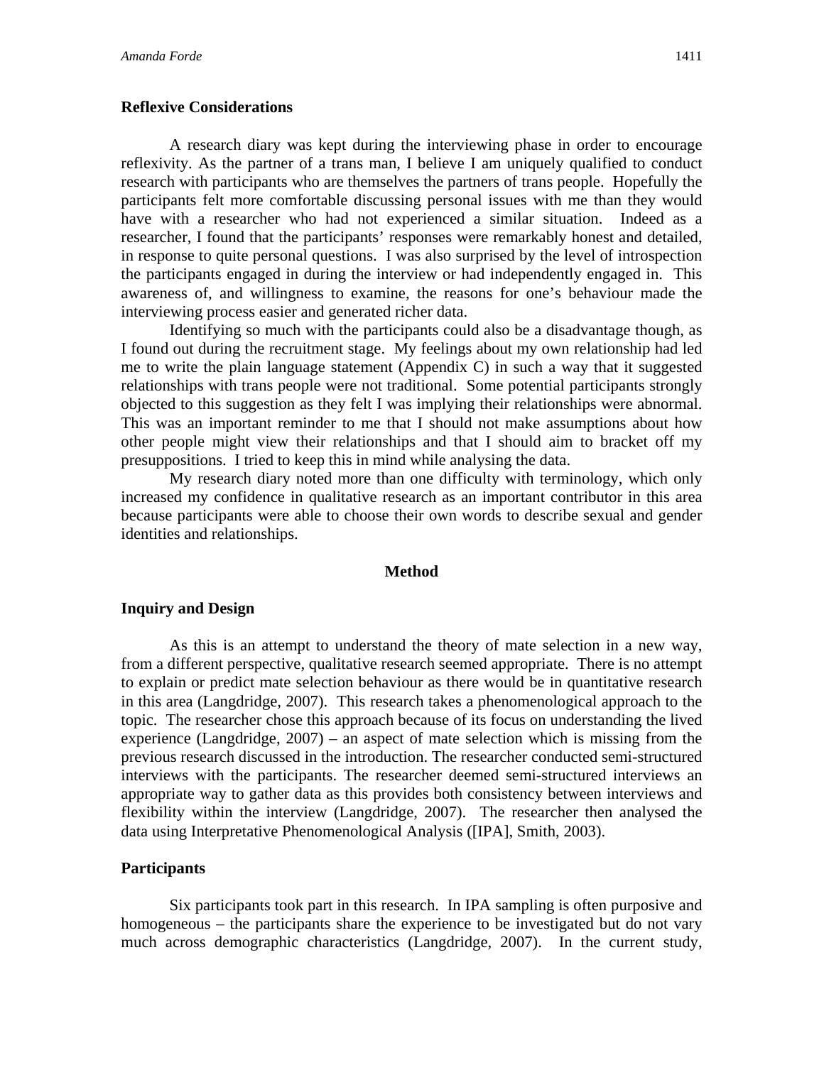### Reflexive Considerations

A research diary was kept during the interviewing phase in order to encourage reflexivity. As the partner of a trans man, I believe I am uniquely qualified to conduct research with participants who are themselves the partners of trans people. Hopefully the participants felt more comfortable discussing personal issues with me than they would have with a researcher who had not experienced a similar situation. Indeed as a researcher, I found that the participants' responses were remarkably honest and detailed, in response to quite personal questions. I was also surprised by the level of introspection the participants engaged in during the interview or had independently engaged in. This awareness of, and willingness to examine, the reasons for one's behaviour made the interviewing process easier and generated richer data.

Identifying so much with the participants could also be a disadvantage though, as I found out during the recruitment stage. My feelings about my own relationship had led me to write the plain language statement (Appendix C) in such a way that it suggested relationships with trans people were not traditional. Some potential participants strongly objected to this suggestion as they felt I was implying their relationships were abnormal. This was an important reminder to me that I should not make assumptions about how other people might view their relationships and that I should aim to bracket off my presuppositions. I tried to keep this in mind while analysing the data.

My research diary noted more than one difficulty with terminology, which only increased my confidence in qualitative research as an important contributor in this area because participants were able to choose their own words to describe sexual and gender identities and relationships.

## Method

### Inquiry and Design

As this is an attempt to understand the theory of mate selection in a new way, from a different perspective, qualitative research seemed appropriate. There is no attempt to explain or predict mate selection behaviour as there would be in quantitative research in this area (Langdridge, 2007). This research takes a phenomenological approach to the topic. The researcher chose this approach because of its focus on understanding the lived experience (Langdridge, 2007) – an aspect of mate selection which is missing from the previous research discussed in the introduction. The researcher conducted semi-structured interviews with the participants. The researcher deemed semi-structured interviews an appropriate way to gather data as this provides both consistency between interviews and flexibility within the interview (Langdridge, 2007). The researcher then analysed the data using Interpretative Phenomenological Analysis ([IPA], Smith, 2003).

### Participants

Six participants took part in this research. In IPA sampling is often purposive and homogeneous – the participants share the experience to be investigated but do not vary much across demographic characteristics (Langdridge, 2007). In the current study,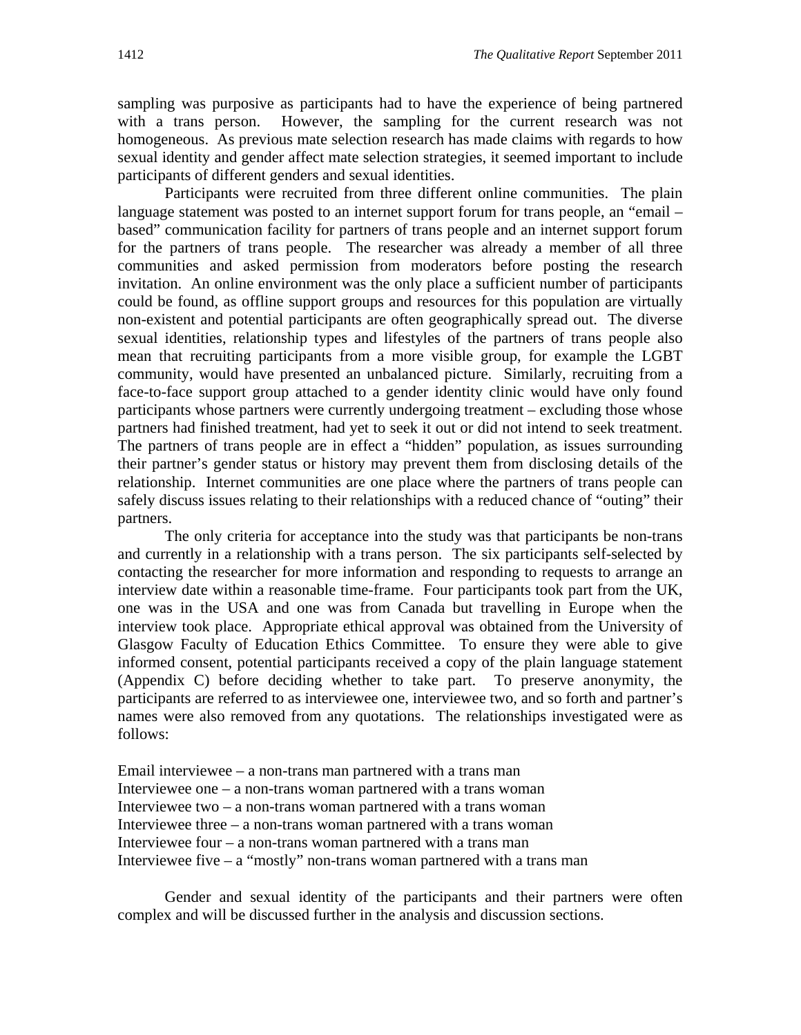sampling was purposive as participants had to have the experience of being partnered with a trans person. However, the sampling for the current research was not homogeneous. As previous mate selection research has made claims with regards to how sexual identity and gender affect mate selection strategies, it seemed important to include participants of different genders and sexual identities.

Participants were recruited from three different online communities. The plain language statement was posted to an internet support forum for trans people, an "email – based" communication facility for partners of trans people and an internet support forum for the partners of trans people. The researcher was already a member of all three communities and asked permission from moderators before posting the research invitation. An online environment was the only place a sufficient number of participants could be found, as offline support groups and resources for this population are virtually non-existent and potential participants are often geographically spread out. The diverse sexual identities, relationship types and lifestyles of the partners of trans people also mean that recruiting participants from a more visible group, for example the LGBT community, would have presented an unbalanced picture. Similarly, recruiting from a face-to-face support group attached to a gender identity clinic would have only found participants whose partners were currently undergoing treatment – excluding those whose partners had finished treatment, had yet to seek it out or did not intend to seek treatment. The partners of trans people are in effect a "hidden" population, as issues surrounding their partner's gender status or history may prevent them from disclosing details of the relationship. Internet communities are one place where the partners of trans people can safely discuss issues relating to their relationships with a reduced chance of "outing" their partners.

The only criteria for acceptance into the study was that participants be non-trans and currently in a relationship with a trans person. The six participants self-selected by contacting the researcher for more information and responding to requests to arrange an interview date within a reasonable time-frame. Four participants took part from the UK, one was in the USA and one was from Canada but travelling in Europe when the interview took place. Appropriate ethical approval was obtained from the University of Glasgow Faculty of Education Ethics Committee. To ensure they were able to give informed consent, potential participants received a copy of the plain language statement (Appendix C) before deciding whether to take part. To preserve anonymity, the participants are referred to as interviewee one, interviewee two, and so forth and partner's names were also removed from any quotations. The relationships investigated were as follows:

Email interviewee – a non-trans man partnered with a trans man
Interviewee one – a non-trans woman partnered with a trans woman
Interviewee two – a non-trans woman partnered with a trans woman
Interviewee three – a non-trans woman partnered with a trans woman
Interviewee four – a non-trans woman partnered with a trans man
Interviewee five – a "mostly" non-trans woman partnered with a trans man

Gender and sexual identity of the participants and their partners were often complex and will be discussed further in the analysis and discussion sections.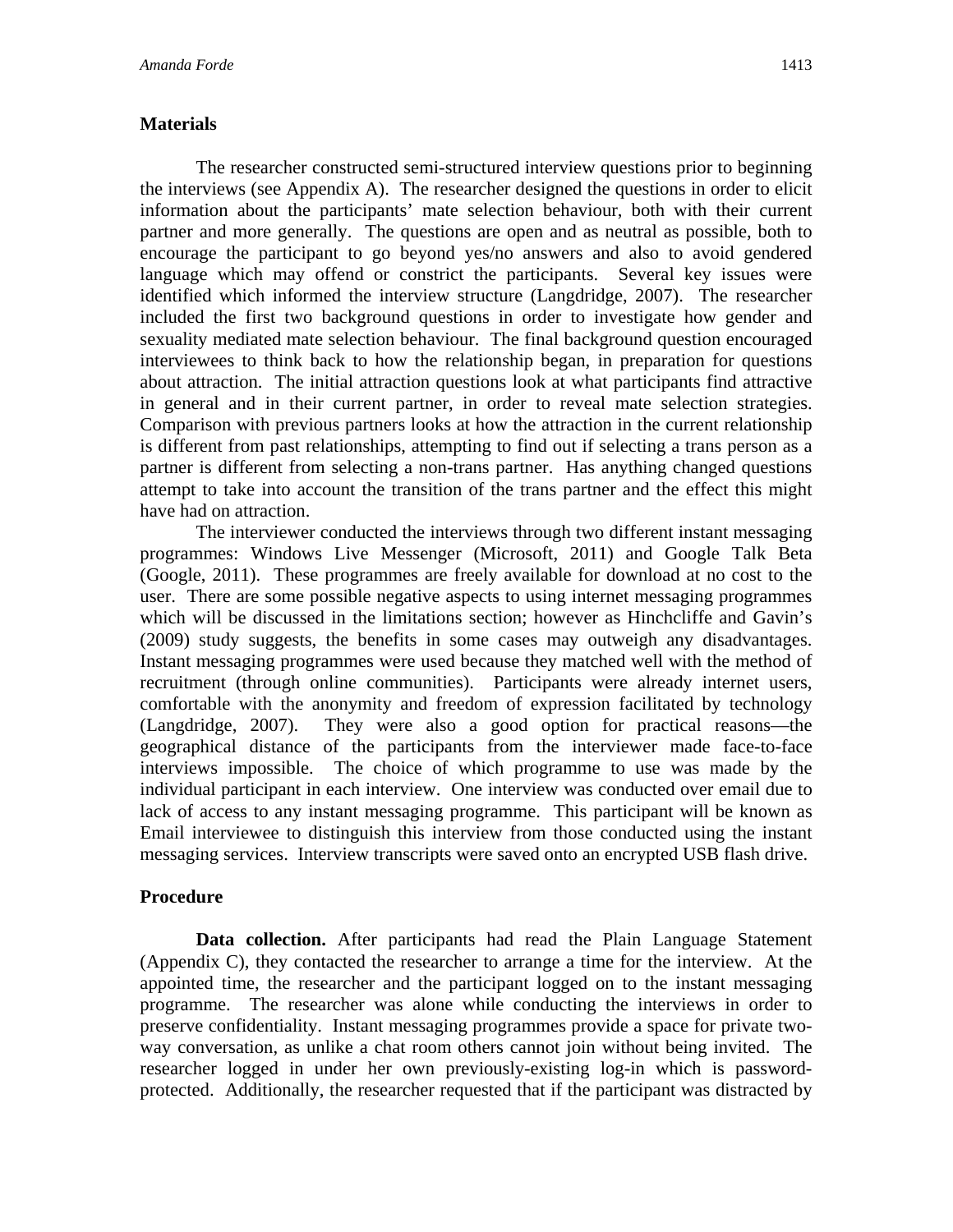## Materials

The researcher constructed semi-structured interview questions prior to beginning the interviews (see Appendix A). The researcher designed the questions in order to elicit information about the participants' mate selection behaviour, both with their current partner and more generally. The questions are open and as neutral as possible, both to encourage the participant to go beyond yes/no answers and also to avoid gendered language which may offend or constrict the participants. Several key issues were identified which informed the interview structure (Langdridge, 2007). The researcher included the first two background questions in order to investigate how gender and sexuality mediated mate selection behaviour. The final background question encouraged interviewees to think back to how the relationship began, in preparation for questions about attraction. The initial attraction questions look at what participants find attractive in general and in their current partner, in order to reveal mate selection strategies. Comparison with previous partners looks at how the attraction in the current relationship is different from past relationships, attempting to find out if selecting a trans person as a partner is different from selecting a non-trans partner. Has anything changed questions attempt to take into account the transition of the trans partner and the effect this might have had on attraction.

The interviewer conducted the interviews through two different instant messaging programmes: Windows Live Messenger (Microsoft, 2011) and Google Talk Beta (Google, 2011). These programmes are freely available for download at no cost to the user. There are some possible negative aspects to using internet messaging programmes which will be discussed in the limitations section; however as Hinchcliffe and Gavin's (2009) study suggests, the benefits in some cases may outweigh any disadvantages. Instant messaging programmes were used because they matched well with the method of recruitment (through online communities). Participants were already internet users, comfortable with the anonymity and freedom of expression facilitated by technology (Langdridge, 2007). They were also a good option for practical reasons—the geographical distance of the participants from the interviewer made face-to-face interviews impossible. The choice of which programme to use was made by the individual participant in each interview. One interview was conducted over email due to lack of access to any instant messaging programme. This participant will be known as Email interviewee to distinguish this interview from those conducted using the instant messaging services. Interview transcripts were saved onto an encrypted USB flash drive.

## Procedure

**Data collection.** After participants had read the Plain Language Statement (Appendix C), they contacted the researcher to arrange a time for the interview. At the appointed time, the researcher and the participant logged on to the instant messaging programme. The researcher was alone while conducting the interviews in order to preserve confidentiality. Instant messaging programmes provide a space for private two-way conversation, as unlike a chat room others cannot join without being invited. The researcher logged in under her own previously-existing log-in which is password-protected. Additionally, the researcher requested that if the participant was distracted by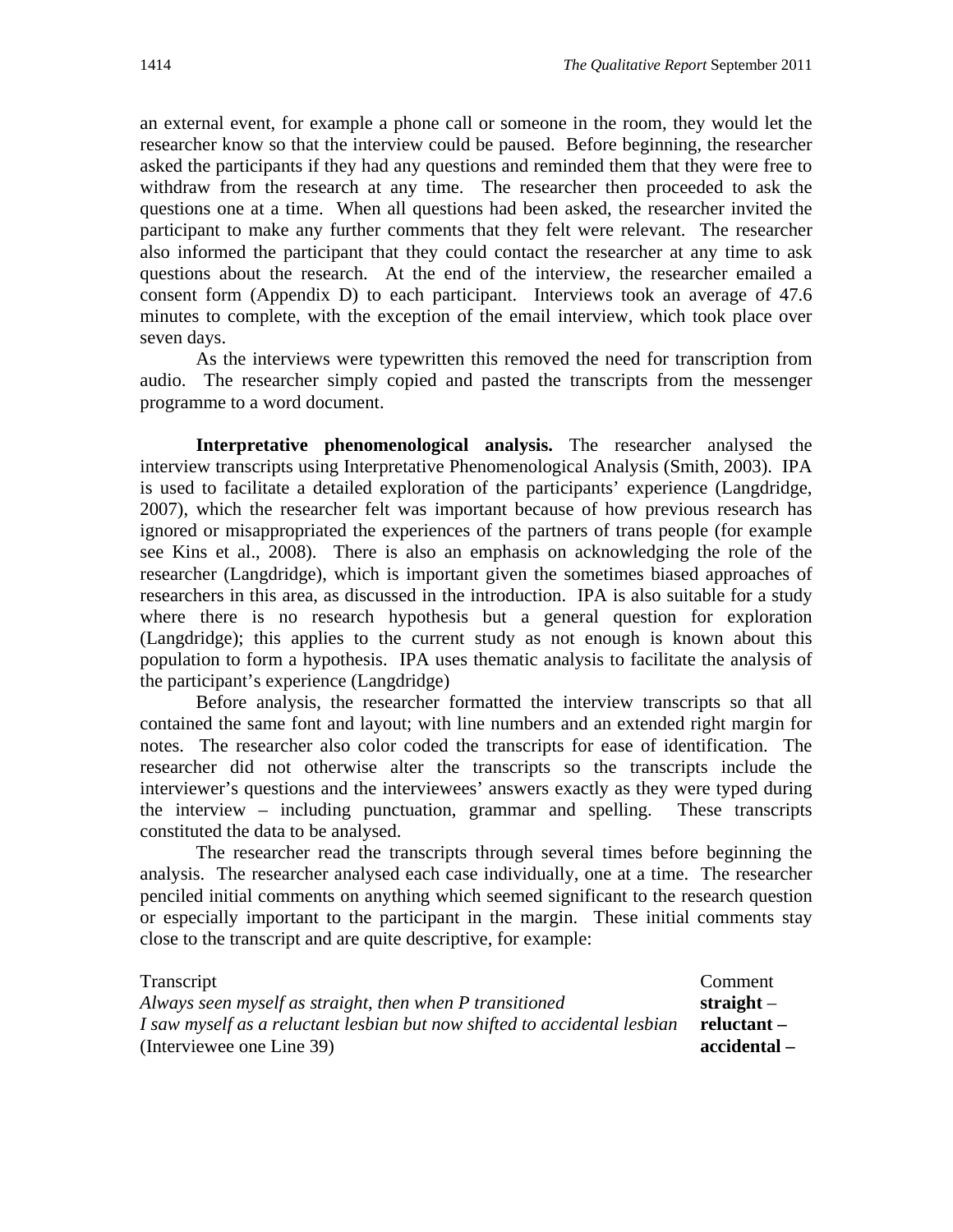an external event, for example a phone call or someone in the room, they would let the researcher know so that the interview could be paused. Before beginning, the researcher asked the participants if they had any questions and reminded them that they were free to withdraw from the research at any time. The researcher then proceeded to ask the questions one at a time. When all questions had been asked, the researcher invited the participant to make any further comments that they felt were relevant. The researcher also informed the participant that they could contact the researcher at any time to ask questions about the research. At the end of the interview, the researcher emailed a consent form (Appendix D) to each participant. Interviews took an average of 47.6 minutes to complete, with the exception of the email interview, which took place over seven days.

As the interviews were typewritten this removed the need for transcription from audio. The researcher simply copied and pasted the transcripts from the messenger programme to a word document.

**Interpretative phenomenological analysis.** The researcher analysed the interview transcripts using Interpretative Phenomenological Analysis (Smith, 2003). IPA is used to facilitate a detailed exploration of the participants' experience (Langdridge, 2007), which the researcher felt was important because of how previous research has ignored or misappropriated the experiences of the partners of trans people (for example see Kins et al., 2008). There is also an emphasis on acknowledging the role of the researcher (Langdridge), which is important given the sometimes biased approaches of researchers in this area, as discussed in the introduction. IPA is also suitable for a study where there is no research hypothesis but a general question for exploration (Langdridge); this applies to the current study as not enough is known about this population to form a hypothesis. IPA uses thematic analysis to facilitate the analysis of the participant's experience (Langdridge)

Before analysis, the researcher formatted the interview transcripts so that all contained the same font and layout; with line numbers and an extended right margin for notes. The researcher also color coded the transcripts for ease of identification. The researcher did not otherwise alter the transcripts so the transcripts include the interviewer's questions and the interviewees' answers exactly as they were typed during the interview – including punctuation, grammar and spelling. These transcripts constituted the data to be analysed.

The researcher read the transcripts through several times before beginning the analysis. The researcher analysed each case individually, one at a time. The researcher penciled initial comments on anything which seemed significant to the research question or especially important to the participant in the margin. These initial comments stay close to the transcript and are quite descriptive, for example:

| Transcript | Comment |
|---|---|
| *Always seen myself as straight, then when P transitioned* | **straight** – |
| *I saw myself as a reluctant lesbian but now shifted to accidental lesbian* | **reluctant –** |
| (Interviewee one Line 39) | **accidental –** |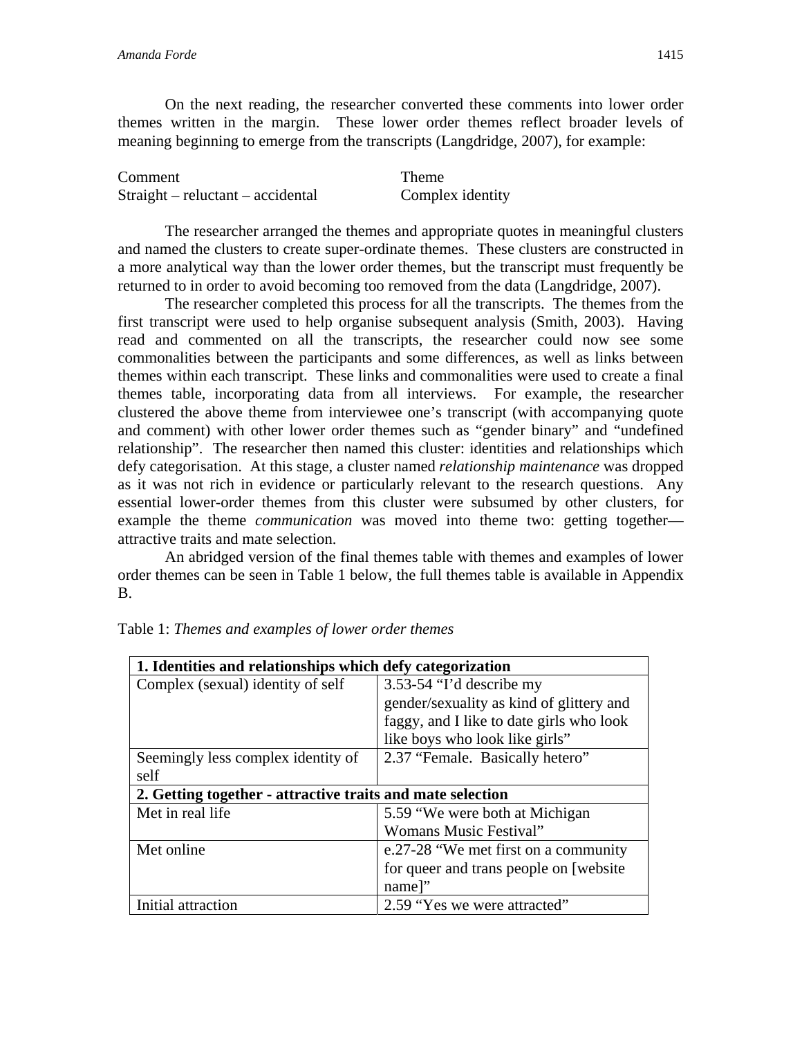On the next reading, the researcher converted these comments into lower order themes written in the margin. These lower order themes reflect broader levels of meaning beginning to emerge from the transcripts (Langdridge, 2007), for example:

| Comment | Theme |
|---|---|
| Straight – reluctant – accidental | Complex identity |

The researcher arranged the themes and appropriate quotes in meaningful clusters and named the clusters to create super-ordinate themes. These clusters are constructed in a more analytical way than the lower order themes, but the transcript must frequently be returned to in order to avoid becoming too removed from the data (Langdridge, 2007).

The researcher completed this process for all the transcripts. The themes from the first transcript were used to help organise subsequent analysis (Smith, 2003). Having read and commented on all the transcripts, the researcher could now see some commonalities between the participants and some differences, as well as links between themes within each transcript. These links and commonalities were used to create a final themes table, incorporating data from all interviews. For example, the researcher clustered the above theme from interviewee one's transcript (with accompanying quote and comment) with other lower order themes such as "gender binary" and "undefined relationship". The researcher then named this cluster: identities and relationships which defy categorisation. At this stage, a cluster named *relationship maintenance* was dropped as it was not rich in evidence or particularly relevant to the research questions. Any essential lower-order themes from this cluster were subsumed by other clusters, for example the theme *communication* was moved into theme two: getting together—attractive traits and mate selection.

An abridged version of the final themes table with themes and examples of lower order themes can be seen in Table 1 below, the full themes table is available in Appendix B.

Table 1: *Themes and examples of lower order themes*

| **1. Identities and relationships which defy categorization** | |
|---|---|
| Complex (sexual) identity of self | 3.53-54 "I'd describe my gender/sexuality as kind of glittery and faggy, and I like to date girls who look like boys who look like girls" |
| Seemingly less complex identity of self | 2.37 "Female. Basically hetero" |
| **2. Getting together - attractive traits and mate selection** | |
| Met in real life | 5.59 "We were both at Michigan Womans Music Festival" |
| Met online | e.27-28 "We met first on a community for queer and trans people on [website name]" |
| Initial attraction | 2.59 "Yes we were attracted" |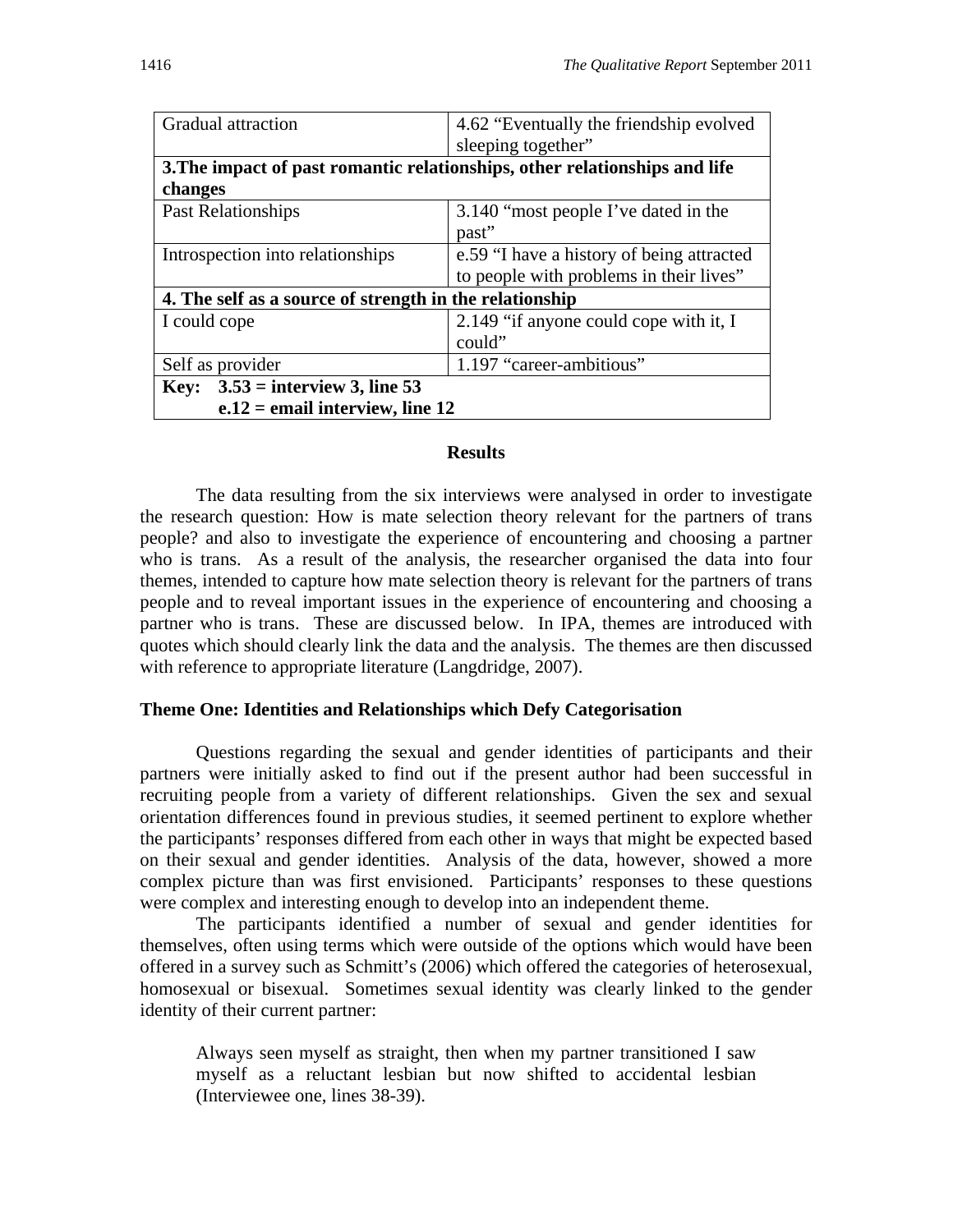| Gradual attraction | 4.62 "Eventually the friendship evolved sleeping together" |
|---|---|
| **3.The impact of past romantic relationships, other relationships and life changes** | |
| Past Relationships | 3.140 "most people I've dated in the past" |
| Introspection into relationships | e.59 "I have a history of being attracted to people with problems in their lives" |
| **4. The self as a source of strength in the relationship** | |
| I could cope | 2.149 "if anyone could cope with it, I could" |
| Self as provider | 1.197 "career-ambitious" |
| **Key: 3.53 = interview 3, line 53<br>e.12 = email interview, line 12** | |

## Results

The data resulting from the six interviews were analysed in order to investigate the research question: How is mate selection theory relevant for the partners of trans people? and also to investigate the experience of encountering and choosing a partner who is trans. As a result of the analysis, the researcher organised the data into four themes, intended to capture how mate selection theory is relevant for the partners of trans people and to reveal important issues in the experience of encountering and choosing a partner who is trans. These are discussed below. In IPA, themes are introduced with quotes which should clearly link the data and the analysis. The themes are then discussed with reference to appropriate literature (Langdridge, 2007).

### Theme One: Identities and Relationships which Defy Categorisation

Questions regarding the sexual and gender identities of participants and their partners were initially asked to find out if the present author had been successful in recruiting people from a variety of different relationships. Given the sex and sexual orientation differences found in previous studies, it seemed pertinent to explore whether the participants' responses differed from each other in ways that might be expected based on their sexual and gender identities. Analysis of the data, however, showed a more complex picture than was first envisioned. Participants' responses to these questions were complex and interesting enough to develop into an independent theme.

The participants identified a number of sexual and gender identities for themselves, often using terms which were outside of the options which would have been offered in a survey such as Schmitt's (2006) which offered the categories of heterosexual, homosexual or bisexual. Sometimes sexual identity was clearly linked to the gender identity of their current partner:

> Always seen myself as straight, then when my partner transitioned I saw myself as a reluctant lesbian but now shifted to accidental lesbian (Interviewee one, lines 38-39).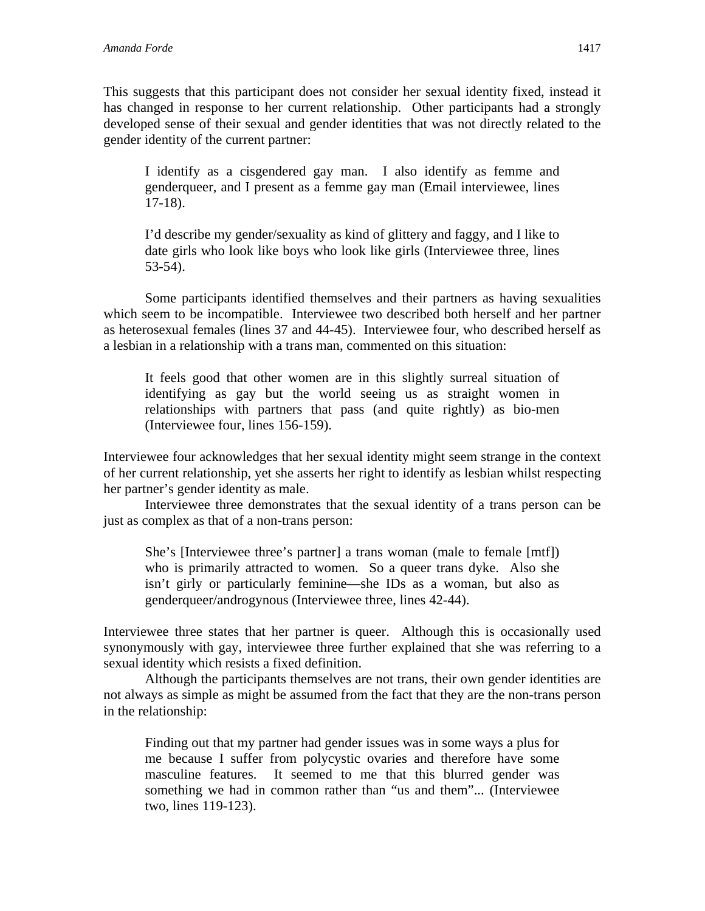This suggests that this participant does not consider her sexual identity fixed, instead it has changed in response to her current relationship. Other participants had a strongly developed sense of their sexual and gender identities that was not directly related to the gender identity of the current partner:

> I identify as a cisgendered gay man. I also identify as femme and genderqueer, and I present as a femme gay man (Email interviewee, lines 17-18).

> I'd describe my gender/sexuality as kind of glittery and faggy, and I like to date girls who look like boys who look like girls (Interviewee three, lines 53-54).

Some participants identified themselves and their partners as having sexualities which seem to be incompatible. Interviewee two described both herself and her partner as heterosexual females (lines 37 and 44-45). Interviewee four, who described herself as a lesbian in a relationship with a trans man, commented on this situation:

> It feels good that other women are in this slightly surreal situation of identifying as gay but the world seeing us as straight women in relationships with partners that pass (and quite rightly) as bio-men (Interviewee four, lines 156-159).

Interviewee four acknowledges that her sexual identity might seem strange in the context of her current relationship, yet she asserts her right to identify as lesbian whilst respecting her partner's gender identity as male.

Interviewee three demonstrates that the sexual identity of a trans person can be just as complex as that of a non-trans person:

> She's [Interviewee three's partner] a trans woman (male to female [mtf]) who is primarily attracted to women. So a queer trans dyke. Also she isn't girly or particularly feminine—she IDs as a woman, but also as genderqueer/androgynous (Interviewee three, lines 42-44).

Interviewee three states that her partner is queer. Although this is occasionally used synonymously with gay, interviewee three further explained that she was referring to a sexual identity which resists a fixed definition.

Although the participants themselves are not trans, their own gender identities are not always as simple as might be assumed from the fact that they are the non-trans person in the relationship:

> Finding out that my partner had gender issues was in some ways a plus for me because I suffer from polycystic ovaries and therefore have some masculine features. It seemed to me that this blurred gender was something we had in common rather than "us and them"... (Interviewee two, lines 119-123).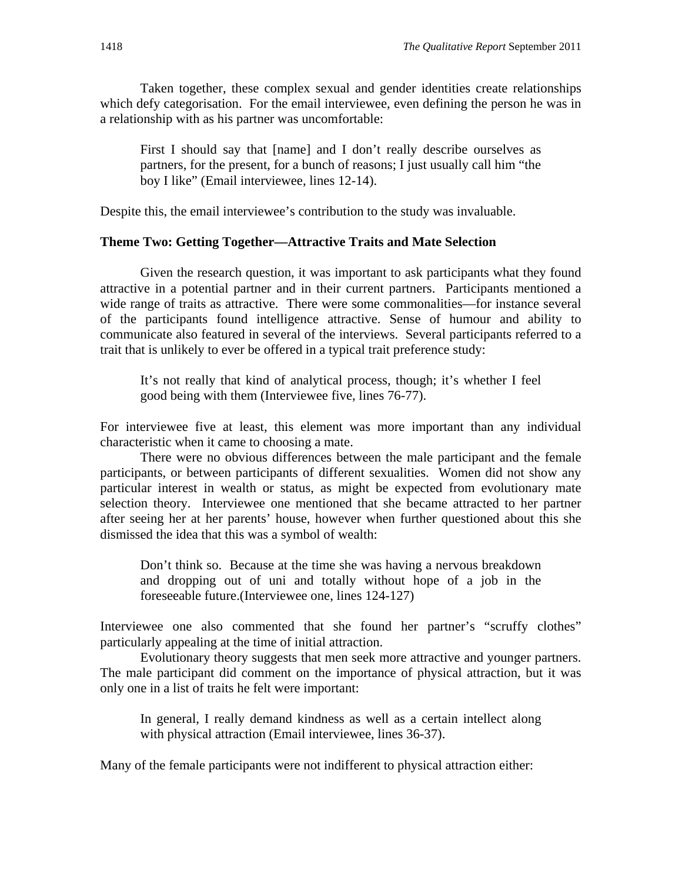Taken together, these complex sexual and gender identities create relationships which defy categorisation. For the email interviewee, even defining the person he was in a relationship with as his partner was uncomfortable:

> First I should say that [name] and I don't really describe ourselves as partners, for the present, for a bunch of reasons; I just usually call him "the boy I like" (Email interviewee, lines 12-14).

Despite this, the email interviewee's contribution to the study was invaluable.

### Theme Two: Getting Together—Attractive Traits and Mate Selection

Given the research question, it was important to ask participants what they found attractive in a potential partner and in their current partners. Participants mentioned a wide range of traits as attractive. There were some commonalities—for instance several of the participants found intelligence attractive. Sense of humour and ability to communicate also featured in several of the interviews. Several participants referred to a trait that is unlikely to ever be offered in a typical trait preference study:

> It's not really that kind of analytical process, though; it's whether I feel good being with them (Interviewee five, lines 76-77).

For interviewee five at least, this element was more important than any individual characteristic when it came to choosing a mate.

There were no obvious differences between the male participant and the female participants, or between participants of different sexualities. Women did not show any particular interest in wealth or status, as might be expected from evolutionary mate selection theory. Interviewee one mentioned that she became attracted to her partner after seeing her at her parents' house, however when further questioned about this she dismissed the idea that this was a symbol of wealth:

> Don't think so. Because at the time she was having a nervous breakdown and dropping out of uni and totally without hope of a job in the foreseeable future.(Interviewee one, lines 124-127)

Interviewee one also commented that she found her partner's "scruffy clothes" particularly appealing at the time of initial attraction.

Evolutionary theory suggests that men seek more attractive and younger partners. The male participant did comment on the importance of physical attraction, but it was only one in a list of traits he felt were important:

> In general, I really demand kindness as well as a certain intellect along with physical attraction (Email interviewee, lines 36-37).

Many of the female participants were not indifferent to physical attraction either: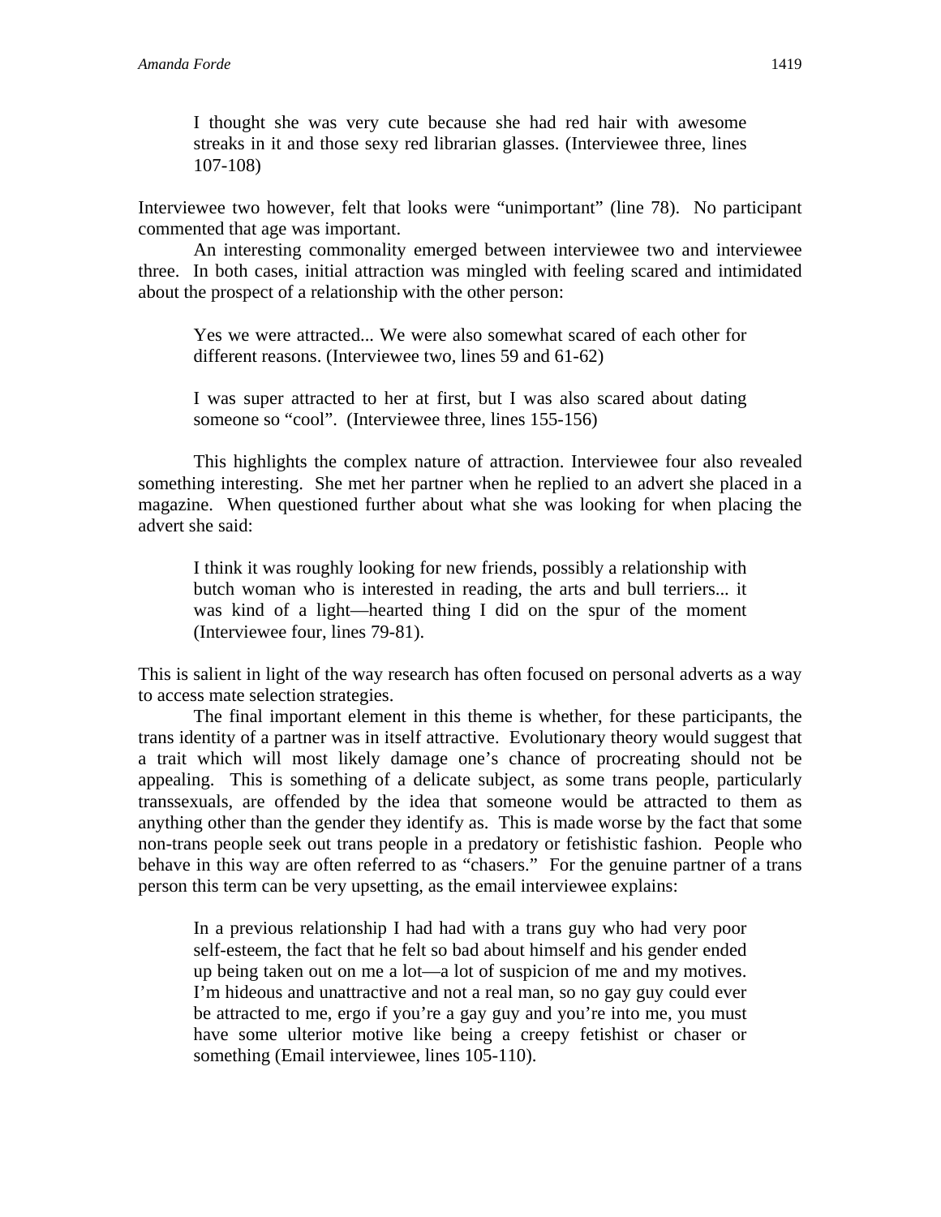> I thought she was very cute because she had red hair with awesome streaks in it and those sexy red librarian glasses. (Interviewee three, lines 107-108)

Interviewee two however, felt that looks were "unimportant" (line 78). No participant commented that age was important.

An interesting commonality emerged between interviewee two and interviewee three. In both cases, initial attraction was mingled with feeling scared and intimidated about the prospect of a relationship with the other person:

> Yes we were attracted... We were also somewhat scared of each other for different reasons. (Interviewee two, lines 59 and 61-62)

> I was super attracted to her at first, but I was also scared about dating someone so "cool". (Interviewee three, lines 155-156)

This highlights the complex nature of attraction. Interviewee four also revealed something interesting. She met her partner when he replied to an advert she placed in a magazine. When questioned further about what she was looking for when placing the advert she said:

> I think it was roughly looking for new friends, possibly a relationship with butch woman who is interested in reading, the arts and bull terriers... it was kind of a light—hearted thing I did on the spur of the moment (Interviewee four, lines 79-81).

This is salient in light of the way research has often focused on personal adverts as a way to access mate selection strategies.

The final important element in this theme is whether, for these participants, the trans identity of a partner was in itself attractive. Evolutionary theory would suggest that a trait which will most likely damage one's chance of procreating should not be appealing. This is something of a delicate subject, as some trans people, particularly transsexuals, are offended by the idea that someone would be attracted to them as anything other than the gender they identify as. This is made worse by the fact that some non-trans people seek out trans people in a predatory or fetishistic fashion. People who behave in this way are often referred to as "chasers." For the genuine partner of a trans person this term can be very upsetting, as the email interviewee explains:

> In a previous relationship I had had with a trans guy who had very poor self-esteem, the fact that he felt so bad about himself and his gender ended up being taken out on me a lot—a lot of suspicion of me and my motives. I'm hideous and unattractive and not a real man, so no gay guy could ever be attracted to me, ergo if you're a gay guy and you're into me, you must have some ulterior motive like being a creepy fetishist or chaser or something (Email interviewee, lines 105-110).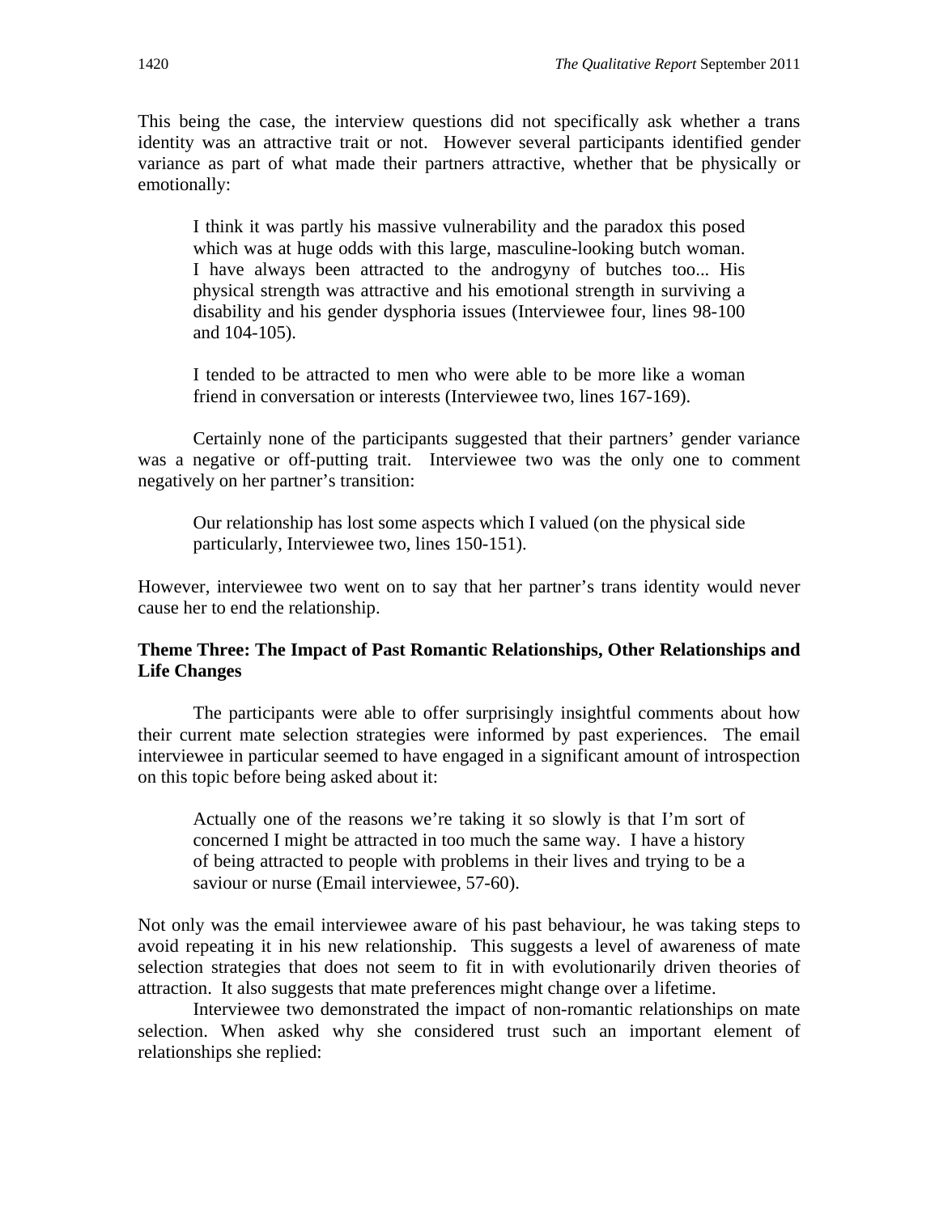This being the case, the interview questions did not specifically ask whether a trans identity was an attractive trait or not. However several participants identified gender variance as part of what made their partners attractive, whether that be physically or emotionally:

> I think it was partly his massive vulnerability and the paradox this posed which was at huge odds with this large, masculine-looking butch woman. I have always been attracted to the androgyny of butches too... His physical strength was attractive and his emotional strength in surviving a disability and his gender dysphoria issues (Interviewee four, lines 98-100 and 104-105).

> I tended to be attracted to men who were able to be more like a woman friend in conversation or interests (Interviewee two, lines 167-169).

Certainly none of the participants suggested that their partners' gender variance was a negative or off-putting trait. Interviewee two was the only one to comment negatively on her partner's transition:

> Our relationship has lost some aspects which I valued (on the physical side particularly, Interviewee two, lines 150-151).

However, interviewee two went on to say that her partner's trans identity would never cause her to end the relationship.

### Theme Three: The Impact of Past Romantic Relationships, Other Relationships and Life Changes

The participants were able to offer surprisingly insightful comments about how their current mate selection strategies were informed by past experiences. The email interviewee in particular seemed to have engaged in a significant amount of introspection on this topic before being asked about it:

> Actually one of the reasons we're taking it so slowly is that I'm sort of concerned I might be attracted in too much the same way. I have a history of being attracted to people with problems in their lives and trying to be a saviour or nurse (Email interviewee, 57-60).

Not only was the email interviewee aware of his past behaviour, he was taking steps to avoid repeating it in his new relationship. This suggests a level of awareness of mate selection strategies that does not seem to fit in with evolutionarily driven theories of attraction. It also suggests that mate preferences might change over a lifetime.

Interviewee two demonstrated the impact of non-romantic relationships on mate selection. When asked why she considered trust such an important element of relationships she replied: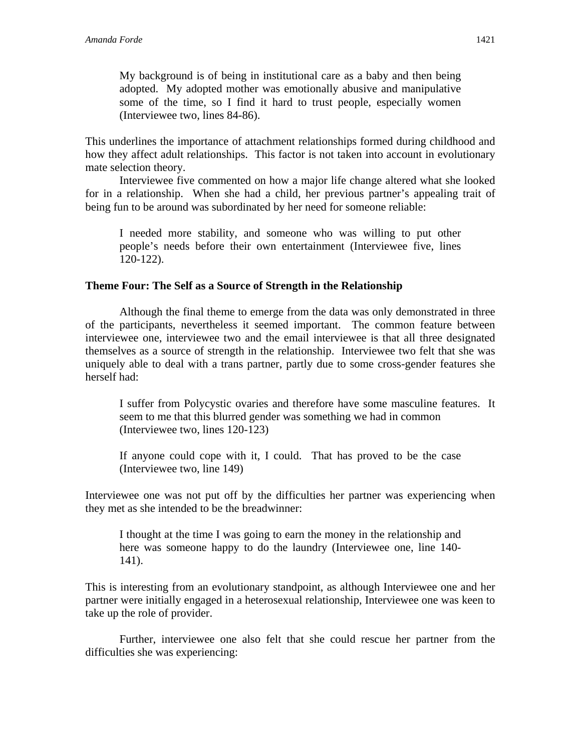> My background is of being in institutional care as a baby and then being adopted. My adopted mother was emotionally abusive and manipulative some of the time, so I find it hard to trust people, especially women (Interviewee two, lines 84-86).

This underlines the importance of attachment relationships formed during childhood and how they affect adult relationships. This factor is not taken into account in evolutionary mate selection theory.

Interviewee five commented on how a major life change altered what she looked for in a relationship. When she had a child, her previous partner's appealing trait of being fun to be around was subordinated by her need for someone reliable:

> I needed more stability, and someone who was willing to put other people's needs before their own entertainment (Interviewee five, lines 120-122).

**Theme Four: The Self as a Source of Strength in the Relationship**

Although the final theme to emerge from the data was only demonstrated in three of the participants, nevertheless it seemed important. The common feature between interviewee one, interviewee two and the email interviewee is that all three designated themselves as a source of strength in the relationship. Interviewee two felt that she was uniquely able to deal with a trans partner, partly due to some cross-gender features she herself had:

> I suffer from Polycystic ovaries and therefore have some masculine features. It seem to me that this blurred gender was something we had in common (Interviewee two, lines 120-123)

> If anyone could cope with it, I could. That has proved to be the case (Interviewee two, line 149)

Interviewee one was not put off by the difficulties her partner was experiencing when they met as she intended to be the breadwinner:

> I thought at the time I was going to earn the money in the relationship and here was someone happy to do the laundry (Interviewee one, line 140-141).

This is interesting from an evolutionary standpoint, as although Interviewee one and her partner were initially engaged in a heterosexual relationship, Interviewee one was keen to take up the role of provider.

Further, interviewee one also felt that she could rescue her partner from the difficulties she was experiencing: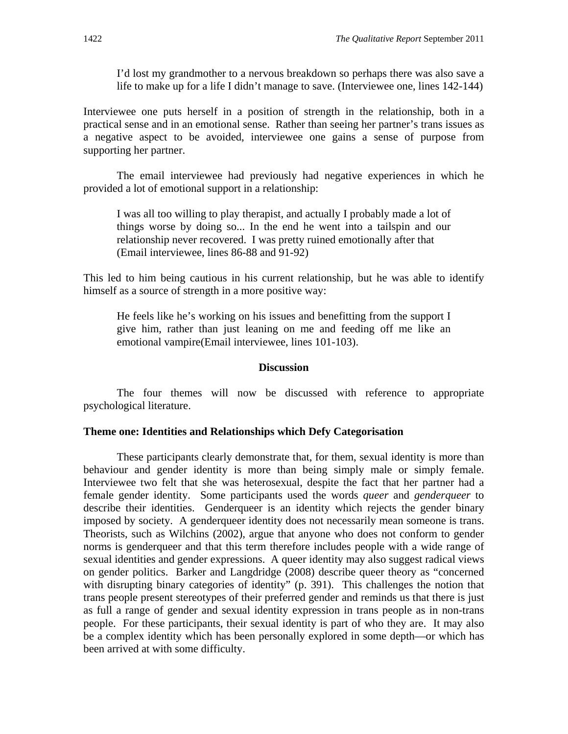> I'd lost my grandmother to a nervous breakdown so perhaps there was also save a life to make up for a life I didn't manage to save. (Interviewee one, lines 142-144)

Interviewee one puts herself in a position of strength in the relationship, both in a practical sense and in an emotional sense. Rather than seeing her partner's trans issues as a negative aspect to be avoided, interviewee one gains a sense of purpose from supporting her partner.

The email interviewee had previously had negative experiences in which he provided a lot of emotional support in a relationship:

> I was all too willing to play therapist, and actually I probably made a lot of things worse by doing so... In the end he went into a tailspin and our relationship never recovered. I was pretty ruined emotionally after that (Email interviewee, lines 86-88 and 91-92)

This led to him being cautious in his current relationship, but he was able to identify himself as a source of strength in a more positive way:

> He feels like he's working on his issues and benefitting from the support I give him, rather than just leaning on me and feeding off me like an emotional vampire(Email interviewee, lines 101-103).

## Discussion

The four themes will now be discussed with reference to appropriate psychological literature.

### Theme one: Identities and Relationships which Defy Categorisation

These participants clearly demonstrate that, for them, sexual identity is more than behaviour and gender identity is more than being simply male or simply female. Interviewee two felt that she was heterosexual, despite the fact that her partner had a female gender identity. Some participants used the words *queer* and *genderqueer* to describe their identities. Genderqueer is an identity which rejects the gender binary imposed by society. A genderqueer identity does not necessarily mean someone is trans. Theorists, such as Wilchins (2002), argue that anyone who does not conform to gender norms is genderqueer and that this term therefore includes people with a wide range of sexual identities and gender expressions. A queer identity may also suggest radical views on gender politics. Barker and Langdridge (2008) describe queer theory as "concerned with disrupting binary categories of identity" (p. 391). This challenges the notion that trans people present stereotypes of their preferred gender and reminds us that there is just as full a range of gender and sexual identity expression in trans people as in non-trans people. For these participants, their sexual identity is part of who they are. It may also be a complex identity which has been personally explored in some depth—or which has been arrived at with some difficulty.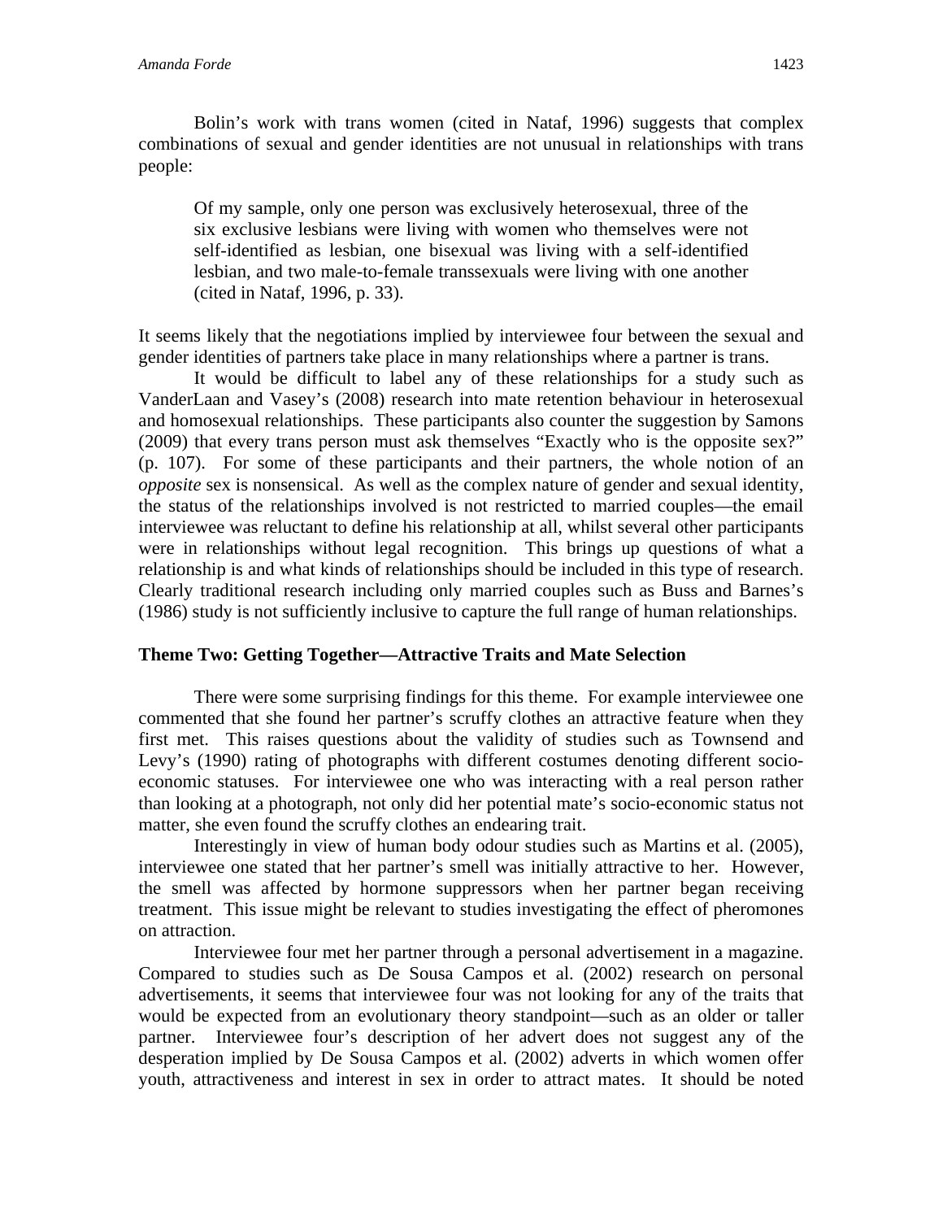Bolin's work with trans women (cited in Nataf, 1996) suggests that complex combinations of sexual and gender identities are not unusual in relationships with trans people:

> Of my sample, only one person was exclusively heterosexual, three of the six exclusive lesbians were living with women who themselves were not self-identified as lesbian, one bisexual was living with a self-identified lesbian, and two male-to-female transsexuals were living with one another (cited in Nataf, 1996, p. 33).

It seems likely that the negotiations implied by interviewee four between the sexual and gender identities of partners take place in many relationships where a partner is trans.

It would be difficult to label any of these relationships for a study such as VanderLaan and Vasey's (2008) research into mate retention behaviour in heterosexual and homosexual relationships. These participants also counter the suggestion by Samons (2009) that every trans person must ask themselves "Exactly who is the opposite sex?" (p. 107). For some of these participants and their partners, the whole notion of an *opposite* sex is nonsensical. As well as the complex nature of gender and sexual identity, the status of the relationships involved is not restricted to married couples—the email interviewee was reluctant to define his relationship at all, whilst several other participants were in relationships without legal recognition. This brings up questions of what a relationship is and what kinds of relationships should be included in this type of research. Clearly traditional research including only married couples such as Buss and Barnes's (1986) study is not sufficiently inclusive to capture the full range of human relationships.

### Theme Two: Getting Together—Attractive Traits and Mate Selection

There were some surprising findings for this theme. For example interviewee one commented that she found her partner's scruffy clothes an attractive feature when they first met. This raises questions about the validity of studies such as Townsend and Levy's (1990) rating of photographs with different costumes denoting different socio-economic statuses. For interviewee one who was interacting with a real person rather than looking at a photograph, not only did her potential mate's socio-economic status not matter, she even found the scruffy clothes an endearing trait.

Interestingly in view of human body odour studies such as Martins et al. (2005), interviewee one stated that her partner's smell was initially attractive to her. However, the smell was affected by hormone suppressors when her partner began receiving treatment. This issue might be relevant to studies investigating the effect of pheromones on attraction.

Interviewee four met her partner through a personal advertisement in a magazine. Compared to studies such as De Sousa Campos et al. (2002) research on personal advertisements, it seems that interviewee four was not looking for any of the traits that would be expected from an evolutionary theory standpoint—such as an older or taller partner. Interviewee four's description of her advert does not suggest any of the desperation implied by De Sousa Campos et al. (2002) adverts in which women offer youth, attractiveness and interest in sex in order to attract mates. It should be noted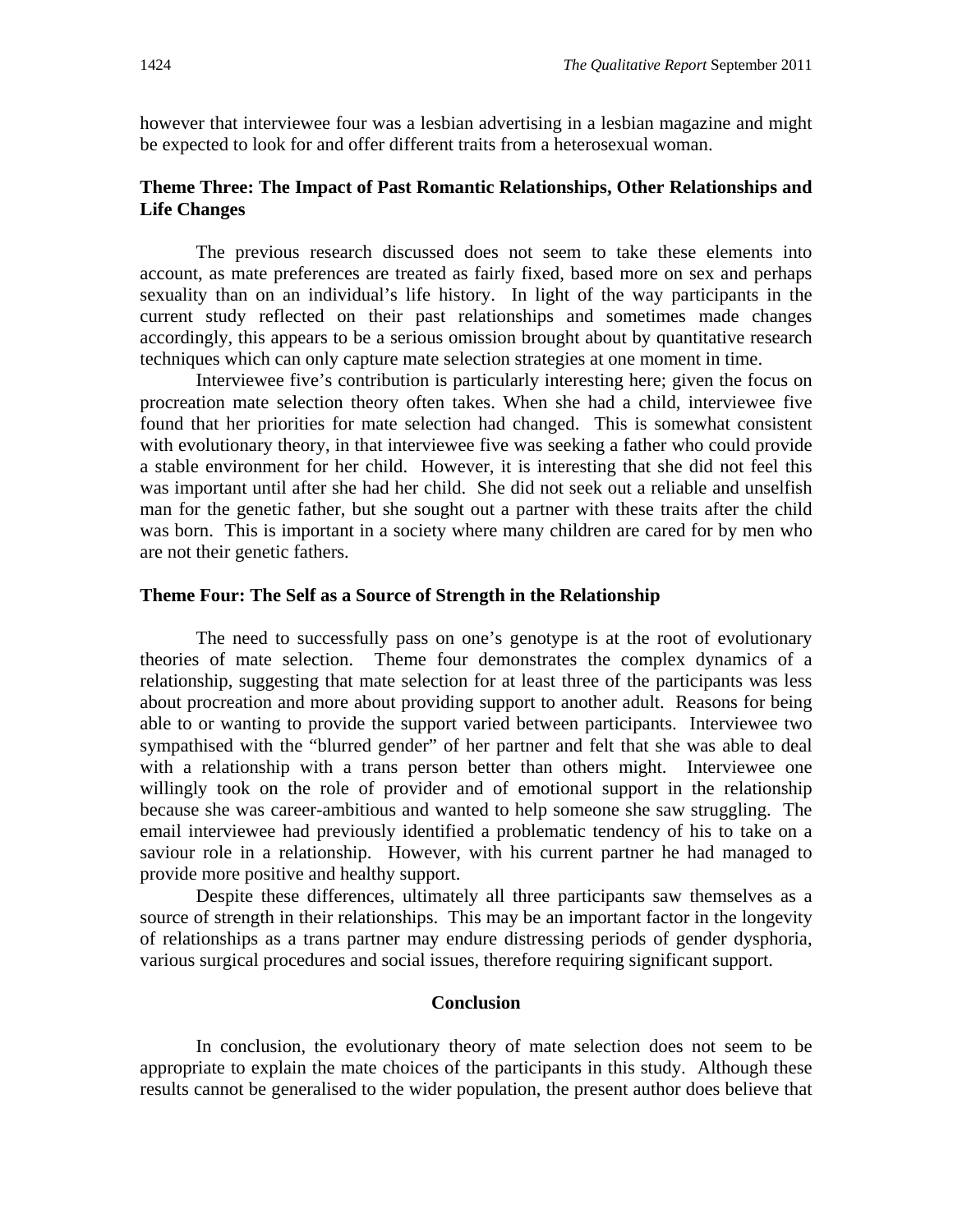however that interviewee four was a lesbian advertising in a lesbian magazine and might be expected to look for and offer different traits from a heterosexual woman.

### Theme Three: The Impact of Past Romantic Relationships, Other Relationships and Life Changes

The previous research discussed does not seem to take these elements into account, as mate preferences are treated as fairly fixed, based more on sex and perhaps sexuality than on an individual's life history. In light of the way participants in the current study reflected on their past relationships and sometimes made changes accordingly, this appears to be a serious omission brought about by quantitative research techniques which can only capture mate selection strategies at one moment in time.

Interviewee five's contribution is particularly interesting here; given the focus on procreation mate selection theory often takes. When she had a child, interviewee five found that her priorities for mate selection had changed. This is somewhat consistent with evolutionary theory, in that interviewee five was seeking a father who could provide a stable environment for her child. However, it is interesting that she did not feel this was important until after she had her child. She did not seek out a reliable and unselfish man for the genetic father, but she sought out a partner with these traits after the child was born. This is important in a society where many children are cared for by men who are not their genetic fathers.

### Theme Four: The Self as a Source of Strength in the Relationship

The need to successfully pass on one's genotype is at the root of evolutionary theories of mate selection. Theme four demonstrates the complex dynamics of a relationship, suggesting that mate selection for at least three of the participants was less about procreation and more about providing support to another adult. Reasons for being able to or wanting to provide the support varied between participants. Interviewee two sympathised with the "blurred gender" of her partner and felt that she was able to deal with a relationship with a trans person better than others might. Interviewee one willingly took on the role of provider and of emotional support in the relationship because she was career-ambitious and wanted to help someone she saw struggling. The email interviewee had previously identified a problematic tendency of his to take on a saviour role in a relationship. However, with his current partner he had managed to provide more positive and healthy support.

Despite these differences, ultimately all three participants saw themselves as a source of strength in their relationships. This may be an important factor in the longevity of relationships as a trans partner may endure distressing periods of gender dysphoria, various surgical procedures and social issues, therefore requiring significant support.

## Conclusion

In conclusion, the evolutionary theory of mate selection does not seem to be appropriate to explain the mate choices of the participants in this study. Although these results cannot be generalised to the wider population, the present author does believe that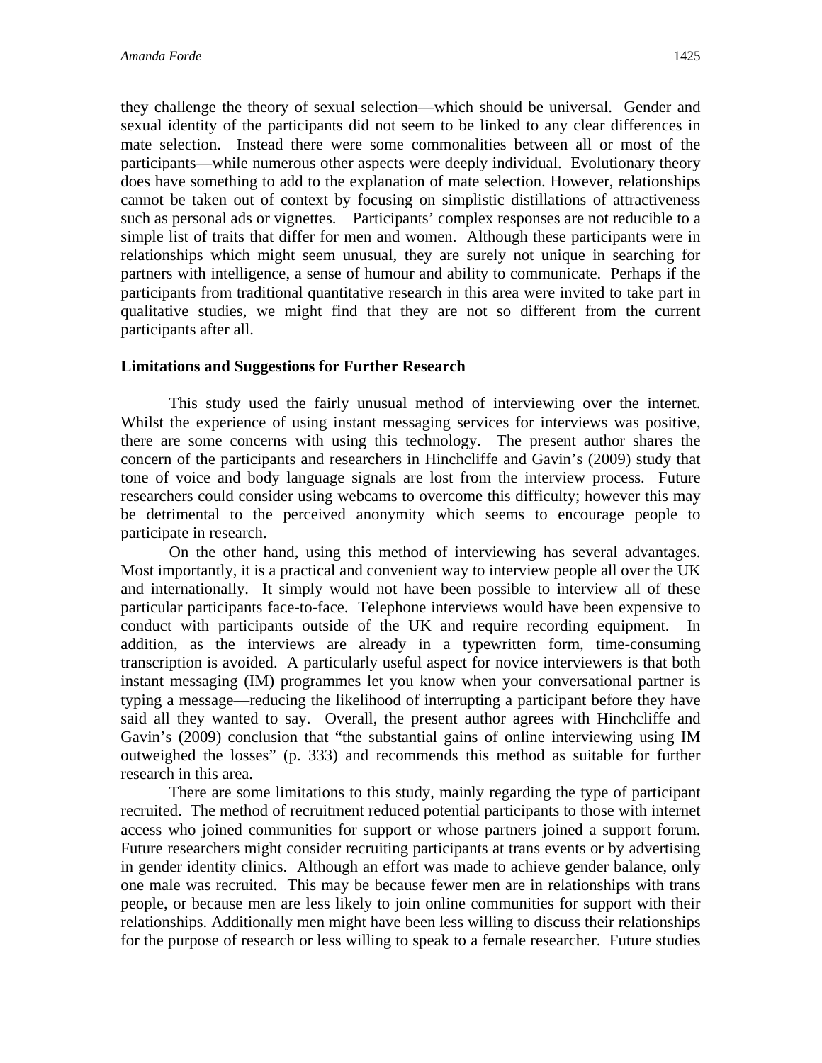they challenge the theory of sexual selection—which should be universal. Gender and sexual identity of the participants did not seem to be linked to any clear differences in mate selection. Instead there were some commonalities between all or most of the participants—while numerous other aspects were deeply individual. Evolutionary theory does have something to add to the explanation of mate selection. However, relationships cannot be taken out of context by focusing on simplistic distillations of attractiveness such as personal ads or vignettes. Participants' complex responses are not reducible to a simple list of traits that differ for men and women. Although these participants were in relationships which might seem unusual, they are surely not unique in searching for partners with intelligence, a sense of humour and ability to communicate. Perhaps if the participants from traditional quantitative research in this area were invited to take part in qualitative studies, we might find that they are not so different from the current participants after all.

### Limitations and Suggestions for Further Research

This study used the fairly unusual method of interviewing over the internet. Whilst the experience of using instant messaging services for interviews was positive, there are some concerns with using this technology. The present author shares the concern of the participants and researchers in Hinchcliffe and Gavin's (2009) study that tone of voice and body language signals are lost from the interview process. Future researchers could consider using webcams to overcome this difficulty; however this may be detrimental to the perceived anonymity which seems to encourage people to participate in research.

On the other hand, using this method of interviewing has several advantages. Most importantly, it is a practical and convenient way to interview people all over the UK and internationally. It simply would not have been possible to interview all of these particular participants face-to-face. Telephone interviews would have been expensive to conduct with participants outside of the UK and require recording equipment. In addition, as the interviews are already in a typewritten form, time-consuming transcription is avoided. A particularly useful aspect for novice interviewers is that both instant messaging (IM) programmes let you know when your conversational partner is typing a message—reducing the likelihood of interrupting a participant before they have said all they wanted to say. Overall, the present author agrees with Hinchcliffe and Gavin's (2009) conclusion that "the substantial gains of online interviewing using IM outweighed the losses" (p. 333) and recommends this method as suitable for further research in this area.

There are some limitations to this study, mainly regarding the type of participant recruited. The method of recruitment reduced potential participants to those with internet access who joined communities for support or whose partners joined a support forum. Future researchers might consider recruiting participants at trans events or by advertising in gender identity clinics. Although an effort was made to achieve gender balance, only one male was recruited. This may be because fewer men are in relationships with trans people, or because men are less likely to join online communities for support with their relationships. Additionally men might have been less willing to discuss their relationships for the purpose of research or less willing to speak to a female researcher. Future studies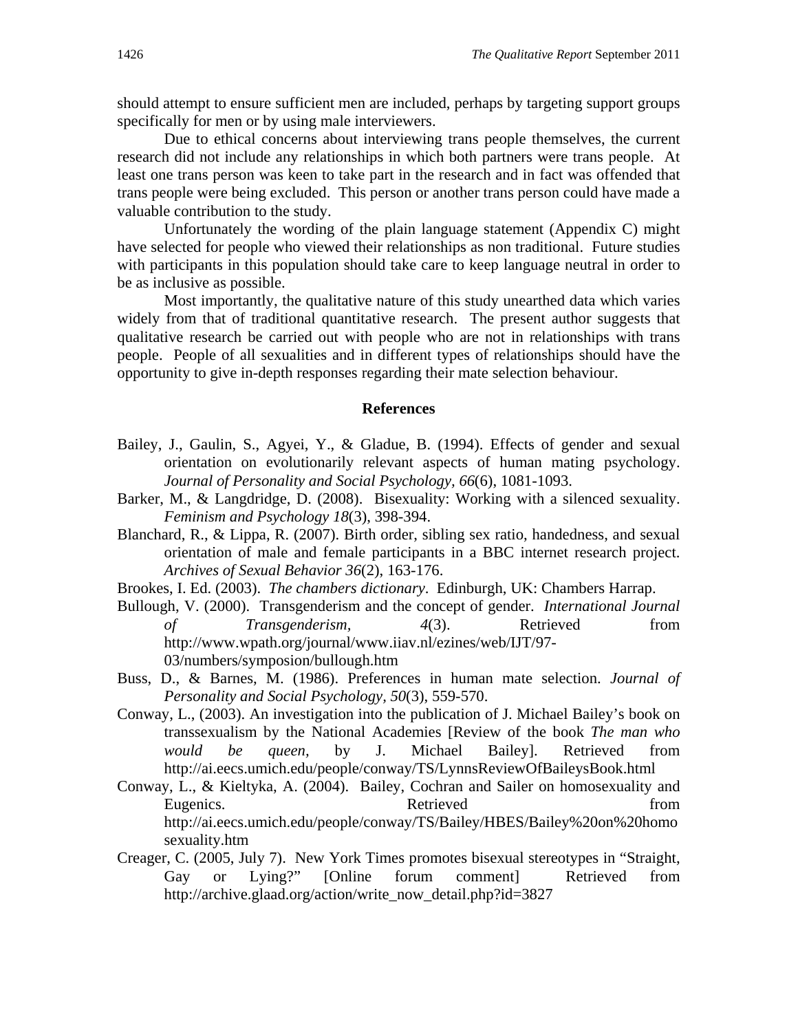should attempt to ensure sufficient men are included, perhaps by targeting support groups specifically for men or by using male interviewers.

Due to ethical concerns about interviewing trans people themselves, the current research did not include any relationships in which both partners were trans people. At least one trans person was keen to take part in the research and in fact was offended that trans people were being excluded. This person or another trans person could have made a valuable contribution to the study.

Unfortunately the wording of the plain language statement (Appendix C) might have selected for people who viewed their relationships as non traditional. Future studies with participants in this population should take care to keep language neutral in order to be as inclusive as possible.

Most importantly, the qualitative nature of this study unearthed data which varies widely from that of traditional quantitative research. The present author suggests that qualitative research be carried out with people who are not in relationships with trans people. People of all sexualities and in different types of relationships should have the opportunity to give in-depth responses regarding their mate selection behaviour.

## References

Bailey, J., Gaulin, S., Agyei, Y., & Gladue, B. (1994). Effects of gender and sexual orientation on evolutionarily relevant aspects of human mating psychology. *Journal of Personality and Social Psychology, 66*(6), 1081-1093.

Barker, M., & Langdridge, D. (2008). Bisexuality: Working with a silenced sexuality. *Feminism and Psychology 18*(3), 398-394.

Blanchard, R., & Lippa, R. (2007). Birth order, sibling sex ratio, handedness, and sexual orientation of male and female participants in a BBC internet research project. *Archives of Sexual Behavior 36*(2), 163-176.

Brookes, I. Ed. (2003). *The chambers dictionary*. Edinburgh, UK: Chambers Harrap.

Bullough, V. (2000). Transgenderism and the concept of gender. *International Journal of Transgenderism, 4*(3). Retrieved from http://www.wpath.org/journal/www.iiav.nl/ezines/web/IJT/97-03/numbers/symposion/bullough.htm

Buss, D., & Barnes, M. (1986). Preferences in human mate selection. *Journal of Personality and Social Psychology, 50*(3), 559-570.

Conway, L., (2003). An investigation into the publication of J. Michael Bailey's book on transsexualism by the National Academies [Review of the book *The man who would be queen,* by J. Michael Bailey]. Retrieved from http://ai.eecs.umich.edu/people/conway/TS/LynnsReviewOfBaileysBook.html

Conway, L., & Kieltyka, A. (2004). Bailey, Cochran and Sailer on homosexuality and Eugenics. Retrieved from http://ai.eecs.umich.edu/people/conway/TS/Bailey/HBES/Bailey%20on%20homosexuality.htm

Creager, C. (2005, July 7). New York Times promotes bisexual stereotypes in "Straight, Gay or Lying?" [Online forum comment] Retrieved from http://archive.glaad.org/action/write_now_detail.php?id=3827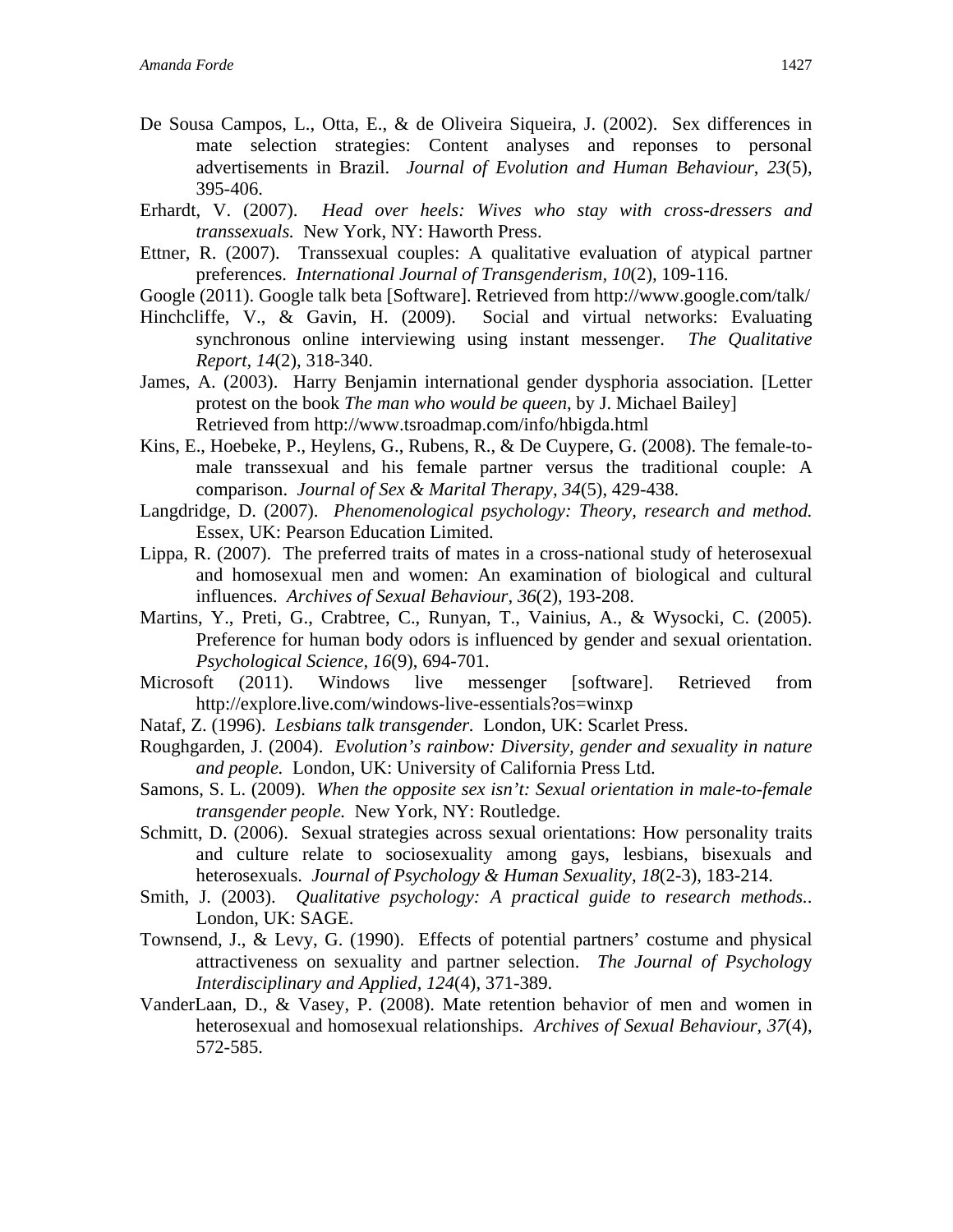De Sousa Campos, L., Otta, E., & de Oliveira Siqueira, J. (2002). Sex differences in mate selection strategies: Content analyses and reponses to personal advertisements in Brazil. *Journal of Evolution and Human Behaviour*, *23*(5), 395-406.

Erhardt, V. (2007). *Head over heels: Wives who stay with cross-dressers and transsexuals.* New York, NY: Haworth Press.

Ettner, R. (2007). Transsexual couples: A qualitative evaluation of atypical partner preferences. *International Journal of Transgenderism, 10*(2), 109-116.

Google (2011). Google talk beta [Software]. Retrieved from http://www.google.com/talk/

Hinchcliffe, V., & Gavin, H. (2009). Social and virtual networks: Evaluating synchronous online interviewing using instant messenger. *The Qualitative Report, 14*(2), 318-340.

James, A. (2003). Harry Benjamin international gender dysphoria association. [Letter protest on the book *The man who would be queen*, by J. Michael Bailey] Retrieved from http://www.tsroadmap.com/info/hbigda.html

Kins, E., Hoebeke, P., Heylens, G., Rubens, R., & De Cuypere, G. (2008). The female-to-male transsexual and his female partner versus the traditional couple: A comparison. *Journal of Sex & Marital Therapy, 34*(5), 429-438.

Langdridge, D. (2007). *Phenomenological psychology: Theory, research and method.* Essex, UK: Pearson Education Limited.

Lippa, R. (2007). The preferred traits of mates in a cross-national study of heterosexual and homosexual men and women: An examination of biological and cultural influences. *Archives of Sexual Behaviour, 36*(2), 193-208.

Martins, Y., Preti, G., Crabtree, C., Runyan, T., Vainius, A., & Wysocki, C. (2005). Preference for human body odors is influenced by gender and sexual orientation. *Psychological Science, 16*(9), 694-701.

Microsoft (2011). Windows live messenger [software]. Retrieved from http://explore.live.com/windows-live-essentials?os=winxp

Nataf, Z. (1996). *Lesbians talk transgender.* London, UK: Scarlet Press.

Roughgarden, J. (2004). *Evolution's rainbow: Diversity, gender and sexuality in nature and people.* London, UK: University of California Press Ltd.

Samons, S. L. (2009). *When the opposite sex isn't: Sexual orientation in male-to-female transgender people.* New York, NY: Routledge.

Schmitt, D. (2006). Sexual strategies across sexual orientations: How personality traits and culture relate to sociosexuality among gays, lesbians, bisexuals and heterosexuals. *Journal of Psychology & Human Sexuality, 18*(2-3), 183-214.

Smith, J. (2003). *Qualitative psychology: A practical guide to research methods..* London, UK: SAGE.

Townsend, J., & Levy, G. (1990). Effects of potential partners' costume and physical attractiveness on sexuality and partner selection. *The Journal of Psychology Interdisciplinary and Applied, 124*(4), 371-389.

VanderLaan, D., & Vasey, P. (2008). Mate retention behavior of men and women in heterosexual and homosexual relationships. *Archives of Sexual Behaviour, 37*(4), 572-585.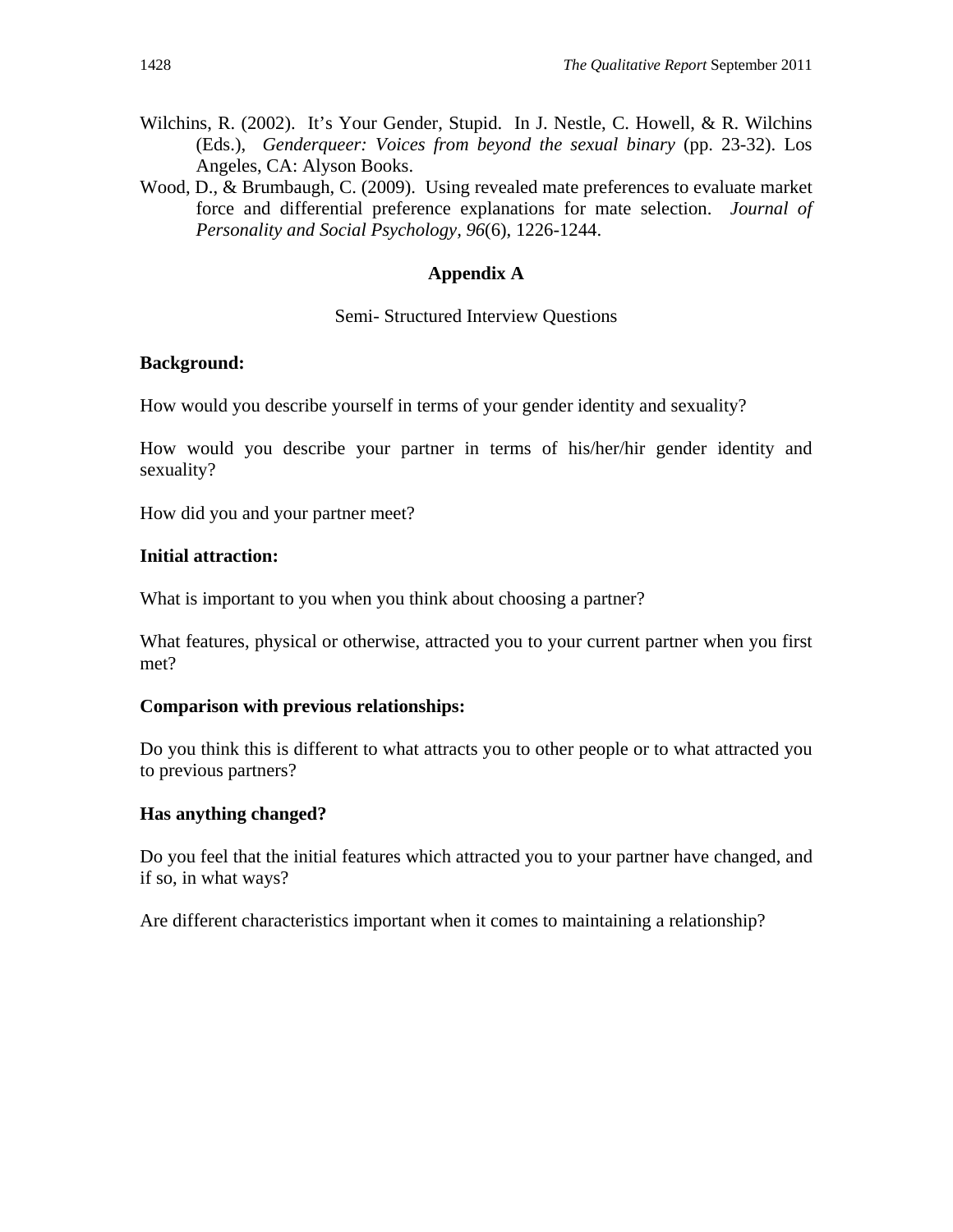Wilchins, R. (2002). It's Your Gender, Stupid. In J. Nestle, C. Howell, & R. Wilchins (Eds.), *Genderqueer: Voices from beyond the sexual binary* (pp. 23-32). Los Angeles, CA: Alyson Books.

Wood, D., & Brumbaugh, C. (2009). Using revealed mate preferences to evaluate market force and differential preference explanations for mate selection. *Journal of Personality and Social Psychology, 96*(6), 1226-1244.

## Appendix A

Semi- Structured Interview Questions

**Background:**

How would you describe yourself in terms of your gender identity and sexuality?

How would you describe your partner in terms of his/her/hir gender identity and sexuality?

How did you and your partner meet?

**Initial attraction:**

What is important to you when you think about choosing a partner?

What features, physical or otherwise, attracted you to your current partner when you first met?

**Comparison with previous relationships:**

Do you think this is different to what attracts you to other people or to what attracted you to previous partners?

**Has anything changed?**

Do you feel that the initial features which attracted you to your partner have changed, and if so, in what ways?

Are different characteristics important when it comes to maintaining a relationship?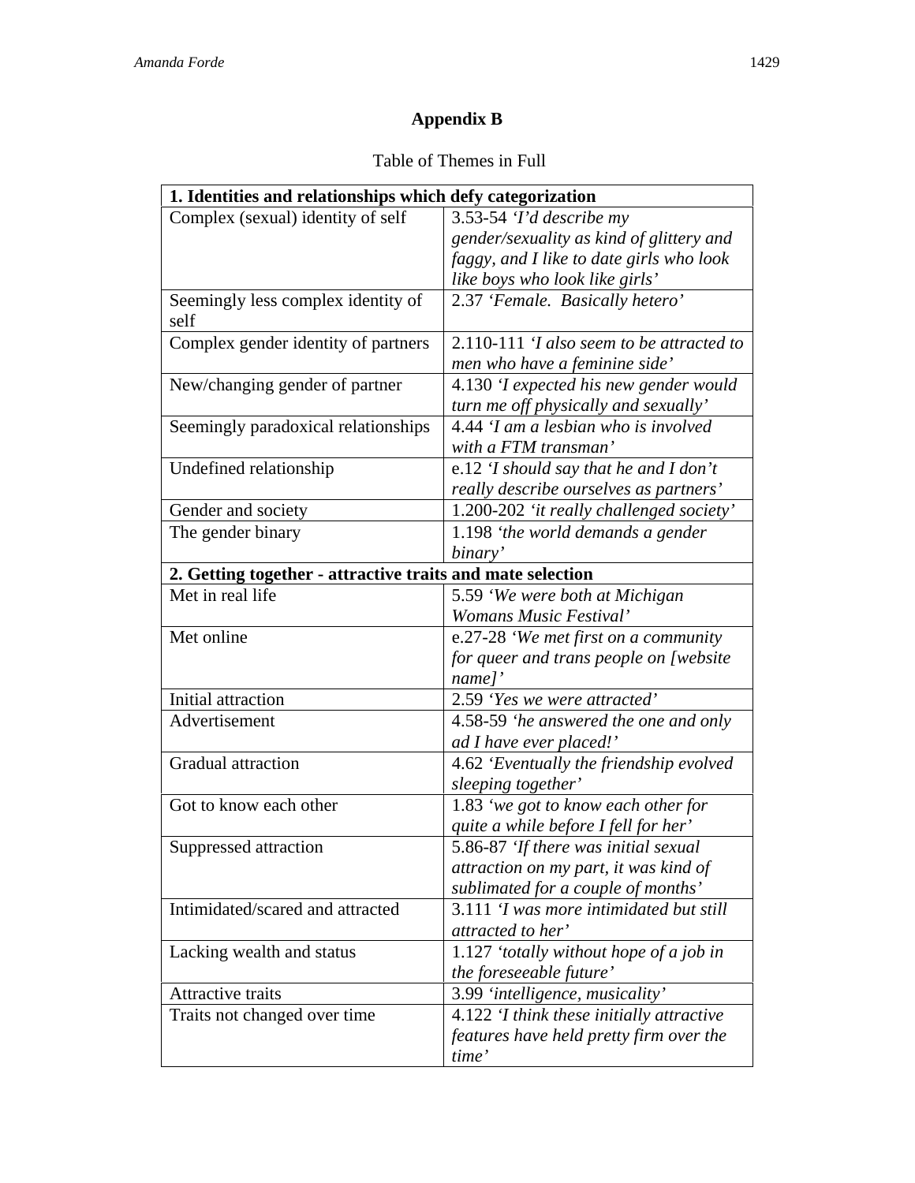## Appendix B

Table of Themes in Full

| **1. Identities and relationships which defy categorization** | |
|---|---|
| Complex (sexual) identity of self | 3.53-54 *'I'd describe my gender/sexuality as kind of glittery and faggy, and I like to date girls who look like boys who look like girls'* |
| Seemingly less complex identity of self | 2.37 *'Female. Basically hetero'* |
| Complex gender identity of partners | 2.110-111 *'I also seem to be attracted to men who have a feminine side'* |
| New/changing gender of partner | 4.130 *'I expected his new gender would turn me off physically and sexually'* |
| Seemingly paradoxical relationships | 4.44 *'I am a lesbian who is involved with a FTM transman'* |
| Undefined relationship | e.12 *'I should say that he and I don't really describe ourselves as partners'* |
| Gender and society | 1.200-202 *'it really challenged society'* |
| The gender binary | 1.198 *'the world demands a gender binary'* |
| **2. Getting together - attractive traits and mate selection** | |
| Met in real life | 5.59 *'We were both at Michigan Womans Music Festival'* |
| Met online | e.27-28 *'We met first on a community for queer and trans people on [website name]'* |
| Initial attraction | 2.59 *'Yes we were attracted'* |
| Advertisement | 4.58-59 *'he answered the one and only ad I have ever placed!'* |
| Gradual attraction | 4.62 *'Eventually the friendship evolved sleeping together'* |
| Got to know each other | 1.83 *'we got to know each other for quite a while before I fell for her'* |
| Suppressed attraction | 5.86-87 *'If there was initial sexual attraction on my part, it was kind of sublimated for a couple of months'* |
| Intimidated/scared and attracted | 3.111 *'I was more intimidated but still attracted to her'* |
| Lacking wealth and status | 1.127 *'totally without hope of a job in the foreseeable future'* |
| Attractive traits | 3.99 *'intelligence, musicality'* |
| Traits not changed over time | 4.122 *'I think these initially attractive features have held pretty firm over the time'* |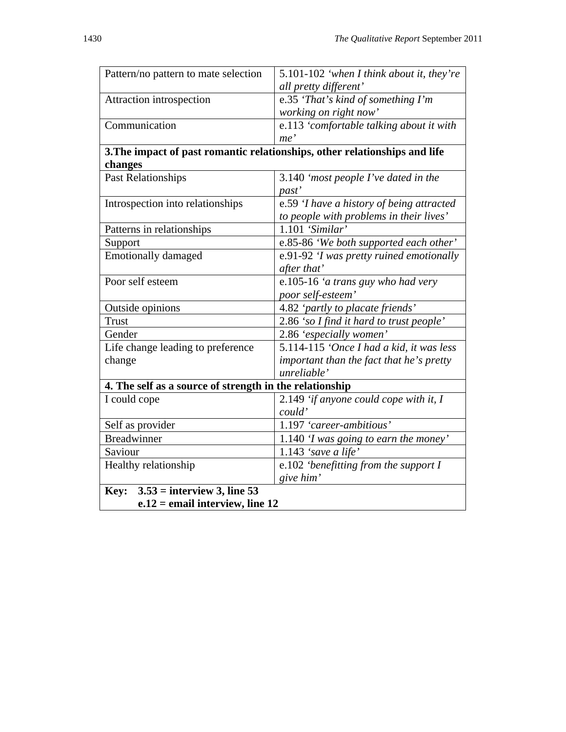| | |
|---|---|
| Pattern/no pattern to mate selection | 5.101-102 *'when I think about it, they're all pretty different'* |
| Attraction introspection | e.35 *'That's kind of something I'm working on right now'* |
| Communication | e.113 *'comfortable talking about it with me'* |
| **3.The impact of past romantic relationships, other relationships and life changes** | |
| Past Relationships | 3.140 *'most people I've dated in the past'* |
| Introspection into relationships | e.59 *'I have a history of being attracted to people with problems in their lives'* |
| Patterns in relationships | 1.101 *'Similar'* |
| Support | e.85-86 *'We both supported each other'* |
| Emotionally damaged | e.91-92 *'I was pretty ruined emotionally after that'* |
| Poor self esteem | e.105-16 *'a trans guy who had very poor self-esteem'* |
| Outside opinions | 4.82 *'partly to placate friends'* |
| Trust | 2.86 *'so I find it hard to trust people'* |
| Gender | 2.86 *'especially women'* |
| Life change leading to preference change | 5.114-115 *'Once I had a kid, it was less important than the fact that he's pretty unreliable'* |
| **4. The self as a source of strength in the relationship** | |
| I could cope | 2.149 *'if anyone could cope with it, I could'* |
| Self as provider | 1.197 *'career-ambitious'* |
| Breadwinner | 1.140 *'I was going to earn the money'* |
| Saviour | 1.143 *'save a life'* |
| Healthy relationship | e.102 *'benefitting from the support I give him'* |
| **Key: 3.53 = interview 3, line 53** **e.12 = email interview, line 12** | |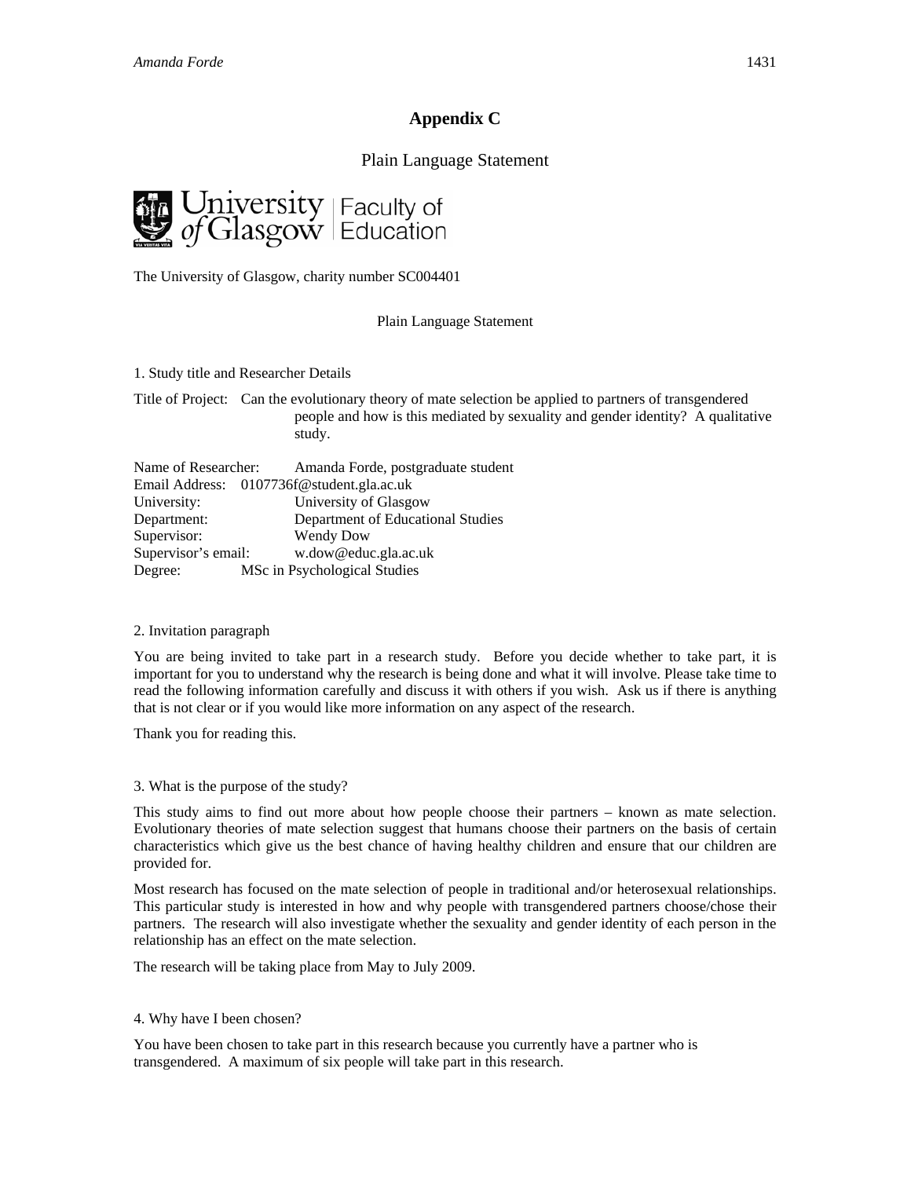# Appendix C

## Plain Language Statement

University of Glasgow | Faculty of Education

The University of Glasgow, charity number SC004401

Plain Language Statement

1. Study title and Researcher Details

Title of Project: Can the evolutionary theory of mate selection be applied to partners of transgendered people and how is this mediated by sexuality and gender identity? A qualitative study.

Name of Researcher: Amanda Forde, postgraduate student
Email Address: 0107736f@student.gla.ac.uk
University: University of Glasgow
Department: Department of Educational Studies
Supervisor: Wendy Dow
Supervisor's email: w.dow@educ.gla.ac.uk
Degree: MSc in Psychological Studies

2. Invitation paragraph

You are being invited to take part in a research study. Before you decide whether to take part, it is important for you to understand why the research is being done and what it will involve. Please take time to read the following information carefully and discuss it with others if you wish. Ask us if there is anything that is not clear or if you would like more information on any aspect of the research.

Thank you for reading this.

3. What is the purpose of the study?

This study aims to find out more about how people choose their partners – known as mate selection. Evolutionary theories of mate selection suggest that humans choose their partners on the basis of certain characteristics which give us the best chance of having healthy children and ensure that our children are provided for.

Most research has focused on the mate selection of people in traditional and/or heterosexual relationships. This particular study is interested in how and why people with transgendered partners choose/chose their partners. The research will also investigate whether the sexuality and gender identity of each person in the relationship has an effect on the mate selection.

The research will be taking place from May to July 2009.

4. Why have I been chosen?

You have been chosen to take part in this research because you currently have a partner who is transgendered. A maximum of six people will take part in this research.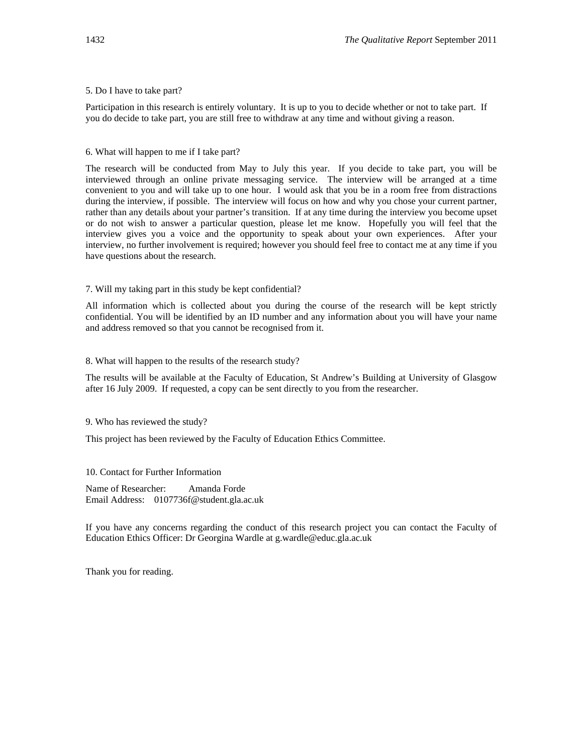5. Do I have to take part?

Participation in this research is entirely voluntary. It is up to you to decide whether or not to take part. If you do decide to take part, you are still free to withdraw at any time and without giving a reason.

6. What will happen to me if I take part?

The research will be conducted from May to July this year. If you decide to take part, you will be interviewed through an online private messaging service. The interview will be arranged at a time convenient to you and will take up to one hour. I would ask that you be in a room free from distractions during the interview, if possible. The interview will focus on how and why you chose your current partner, rather than any details about your partner's transition. If at any time during the interview you become upset or do not wish to answer a particular question, please let me know. Hopefully you will feel that the interview gives you a voice and the opportunity to speak about your own experiences. After your interview, no further involvement is required; however you should feel free to contact me at any time if you have questions about the research.

7. Will my taking part in this study be kept confidential?

All information which is collected about you during the course of the research will be kept strictly confidential. You will be identified by an ID number and any information about you will have your name and address removed so that you cannot be recognised from it.

8. What will happen to the results of the research study?

The results will be available at the Faculty of Education, St Andrew's Building at University of Glasgow after 16 July 2009. If requested, a copy can be sent directly to you from the researcher.

9. Who has reviewed the study?

This project has been reviewed by the Faculty of Education Ethics Committee.

10. Contact for Further Information

Name of Researcher: Amanda Forde
Email Address: 0107736f@student.gla.ac.uk

If you have any concerns regarding the conduct of this research project you can contact the Faculty of Education Ethics Officer: Dr Georgina Wardle at g.wardle@educ.gla.ac.uk

Thank you for reading.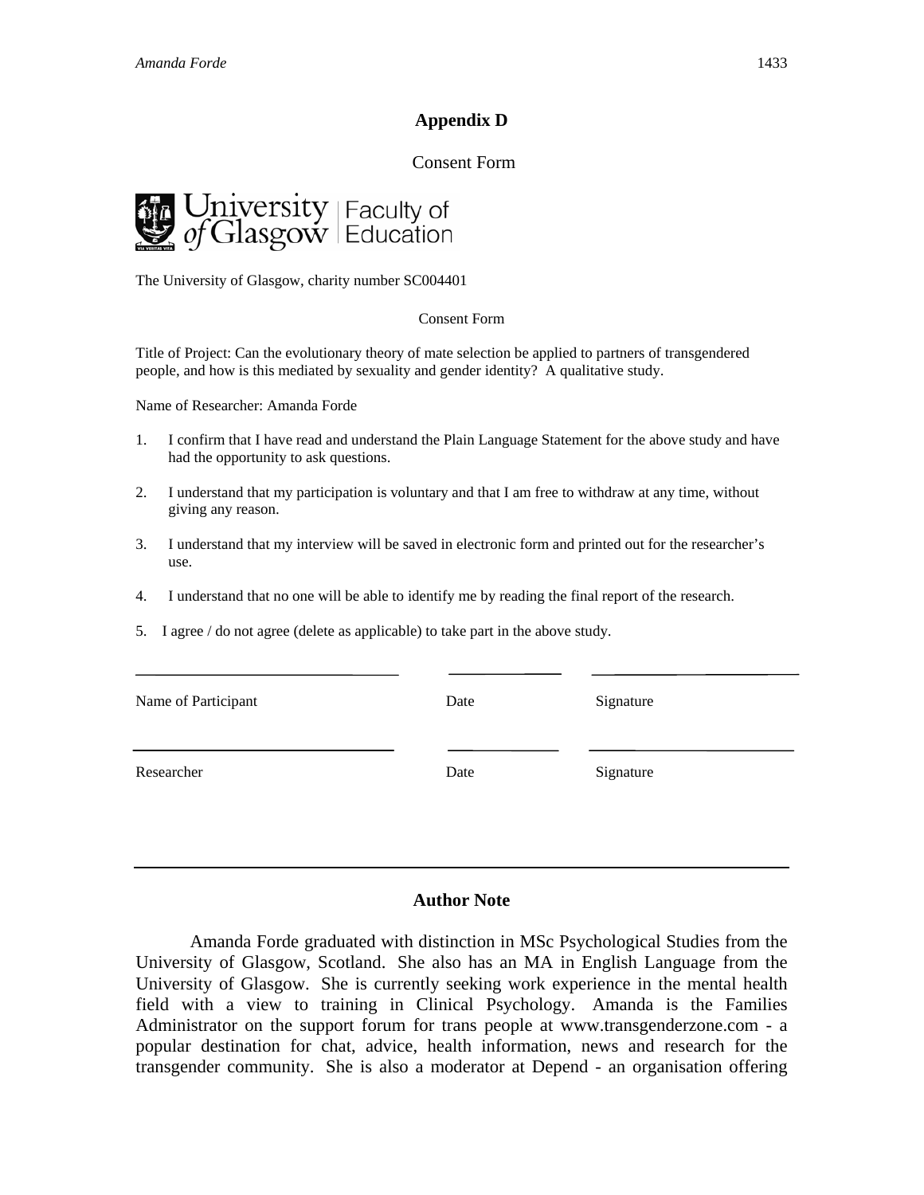## Appendix D

Consent Form

University of Glasgow | Faculty of Education

The University of Glasgow, charity number SC004401

Consent Form

Title of Project: Can the evolutionary theory of mate selection be applied to partners of transgendered people, and how is this mediated by sexuality and gender identity? A qualitative study.

Name of Researcher: Amanda Forde

1. I confirm that I have read and understand the Plain Language Statement for the above study and have had the opportunity to ask questions.

2. I understand that my participation is voluntary and that I am free to withdraw at any time, without giving any reason.

3. I understand that my interview will be saved in electronic form and printed out for the researcher's use.

4. I understand that no one will be able to identify me by reading the final report of the research.

5. I agree / do not agree (delete as applicable) to take part in the above study.

| Name of Participant | Date | Signature |
|---|---|---|
| Researcher | Date | Signature |

## Author Note

Amanda Forde graduated with distinction in MSc Psychological Studies from the University of Glasgow, Scotland. She also has an MA in English Language from the University of Glasgow. She is currently seeking work experience in the mental health field with a view to training in Clinical Psychology. Amanda is the Families Administrator on the support forum for trans people at www.transgenderzone.com - a popular destination for chat, advice, health information, news and research for the transgender community. She is also a moderator at Depend - an organisation offering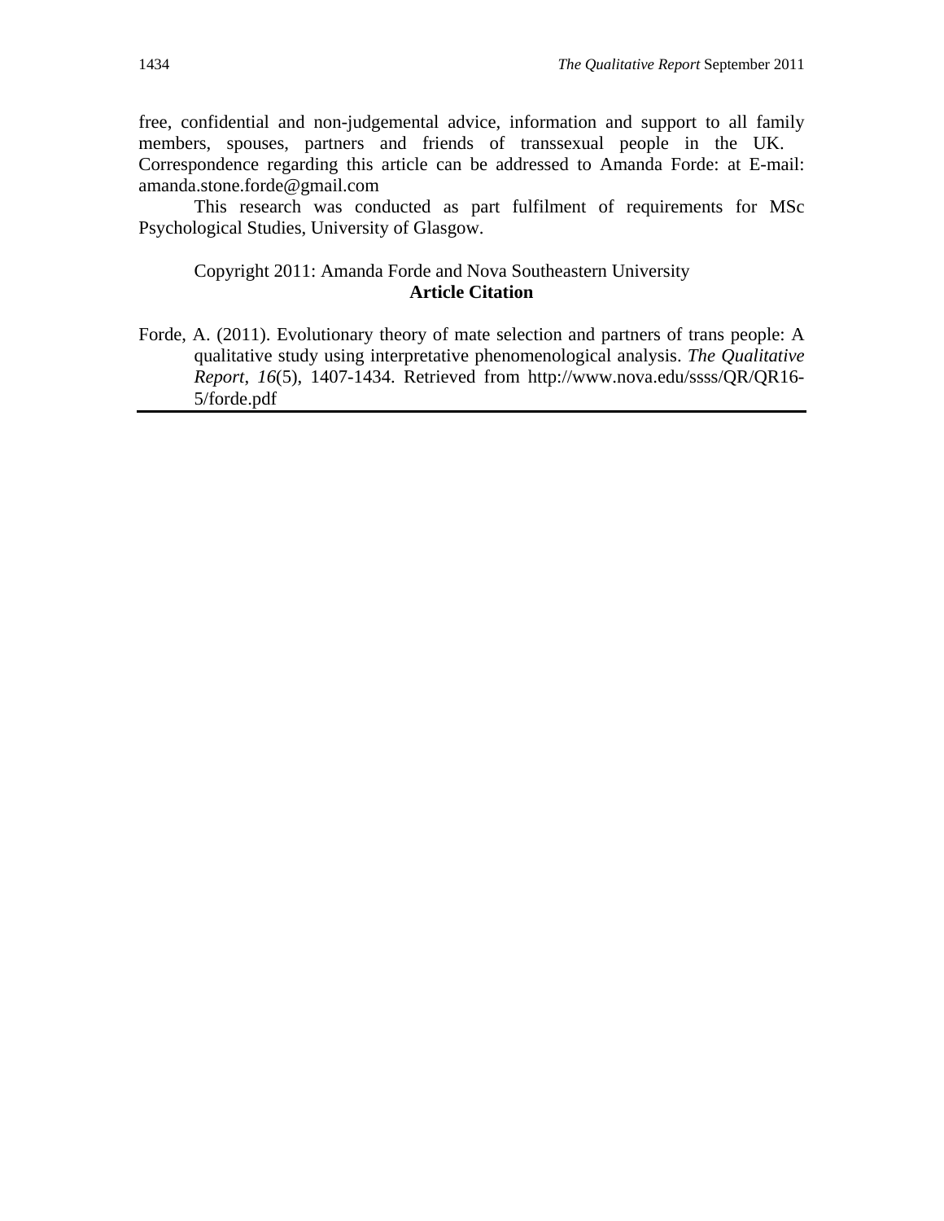free, confidential and non-judgemental advice, information and support to all family members, spouses, partners and friends of transsexual people in the UK. Correspondence regarding this article can be addressed to Amanda Forde: at E-mail: amanda.stone.forde@gmail.com

This research was conducted as part fulfilment of requirements for MSc Psychological Studies, University of Glasgow.

Copyright 2011: Amanda Forde and Nova Southeastern University

**Article Citation**

Forde, A. (2011). Evolutionary theory of mate selection and partners of trans people: A qualitative study using interpretative phenomenological analysis. *The Qualitative Report*, *16*(5), 1407-1434. Retrieved from http://www.nova.edu/ssss/QR/QR16-5/forde.pdf